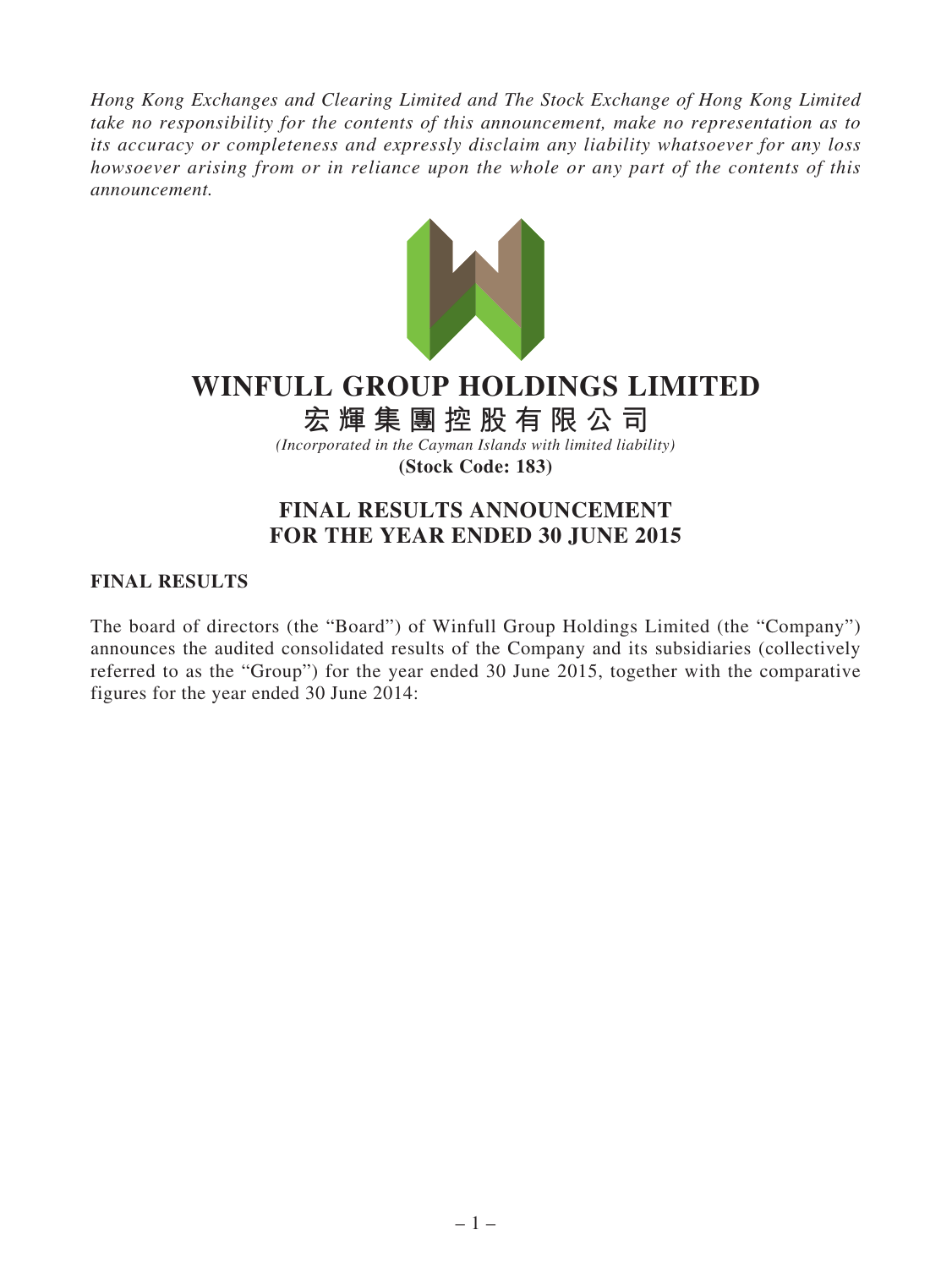*Hong Kong Exchanges and Clearing Limited and The Stock Exchange of Hong Kong Limited take no responsibility for the contents of this announcement, make no representation as to its accuracy or completeness and expressly disclaim any liability whatsoever for any loss howsoever arising from or in reliance upon the whole or any part of the contents of this announcement.*

# WINFULL GROUP HOLDINGS LIMITED

# 宏輝集團控股有限公司

*(Incorporated in the Cayman Islands with limited liability)*

**(Stock Code: 183)**

## FINAL RESULTS ANNOUNCEMENT FOR THE YEAR ENDED 30 JUNE 2015

### FINAL RESULTS

The board of directors (the "Board") of Winfull Group Holdings Limited (the "Company") announces the audited consolidated results of the Company and its subsidiaries (collectively referred to as the "Group") for the year ended 30 June 2015, together with the comparative figures for the year ended 30 June 2014: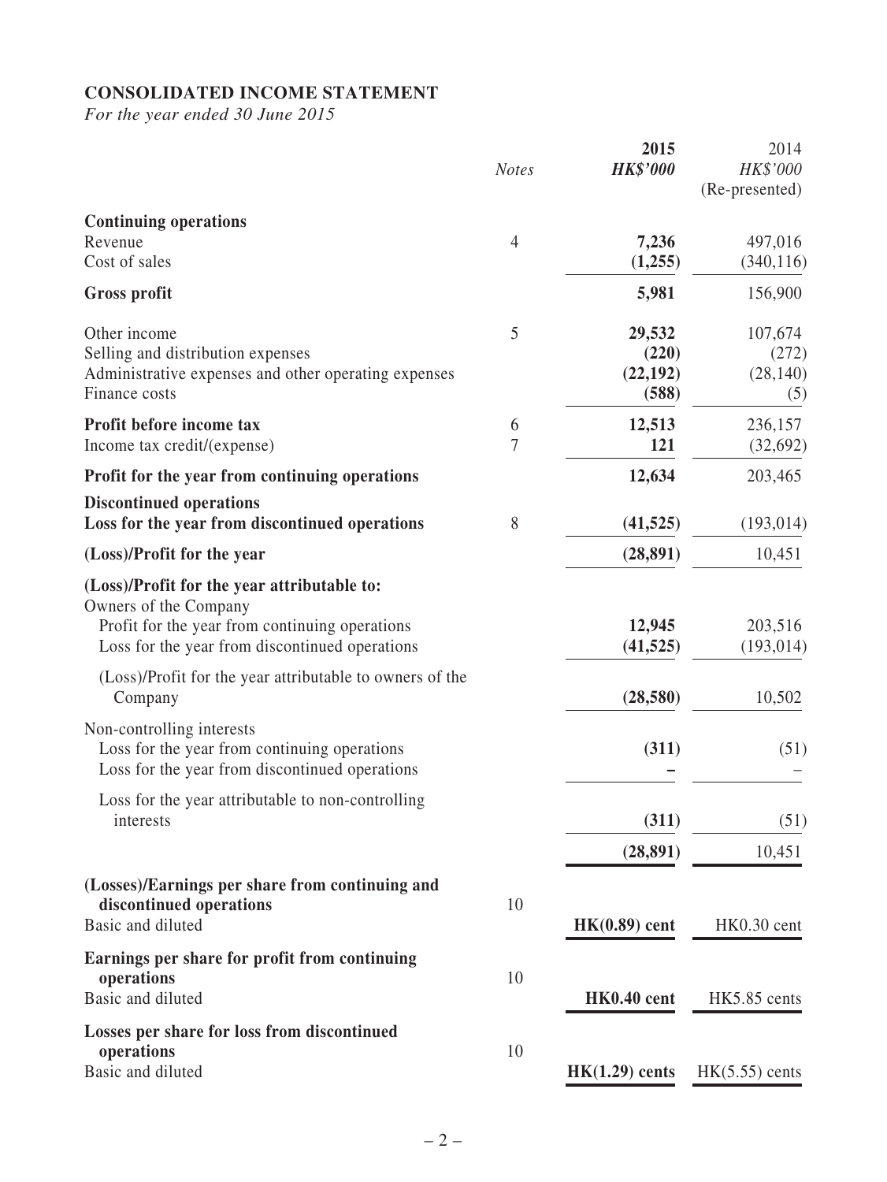## CONSOLIDATED INCOME STATEMENT

*For the year ended 30 June 2015*

| | *Notes* | **2015** <br> ***HK$'000*** | 2014 <br> *HK$'000* <br> (Re-presented) |
|---|---|---|---|
| **Continuing operations** | | | |
| Revenue | 4 | **7,236** | 497,016 |
| Cost of sales | | **(1,255)** | (340,116) |
| **Gross profit** | | **5,981** | 156,900 |
| Other income | 5 | **29,532** | 107,674 |
| Selling and distribution expenses | | **(220)** | (272) |
| Administrative expenses and other operating expenses | | **(22,192)** | (28,140) |
| Finance costs | | **(588)** | (5) |
| **Profit before income tax** | 6 | **12,513** | 236,157 |
| Income tax credit/(expense) | 7 | **121** | (32,692) |
| **Profit for the year from continuing operations** | | **12,634** | 203,465 |
| **Discontinued operations** | | | |
| **Loss for the year from discontinued operations** | 8 | **(41,525)** | (193,014) |
| **(Loss)/Profit for the year** | | **(28,891)** | 10,451 |
| **(Loss)/Profit for the year attributable to:** | | | |
| Owners of the Company | | | |
| Profit for the year from continuing operations | | **12,945** | 203,516 |
| Loss for the year from discontinued operations | | **(41,525)** | (193,014) |
| (Loss)/Profit for the year attributable to owners of the Company | | **(28,580)** | 10,502 |
| Non-controlling interests | | | |
| Loss for the year from continuing operations | | **(311)** | (51) |
| Loss for the year from discontinued operations | | **–** | – |
| Loss for the year attributable to non-controlling interests | | **(311)** | (51) |
| | | **(28,891)** | 10,451 |
| **(Losses)/Earnings per share from continuing and discontinued operations** | 10 | | |
| Basic and diluted | | **HK(0.89) cent** | HK0.30 cent |
| **Earnings per share for profit from continuing operations** | 10 | | |
| Basic and diluted | | **HK0.40 cent** | HK5.85 cents |
| **Losses per share for loss from discontinued operations** | 10 | | |
| Basic and diluted | | **HK(1.29) cents** | HK(5.55) cents |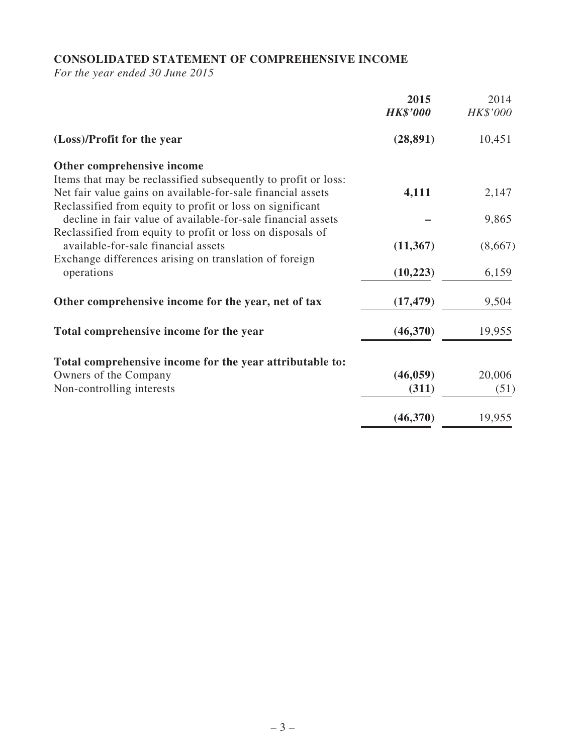## CONSOLIDATED STATEMENT OF COMPREHENSIVE INCOME

*For the year ended 30 June 2015*

| | **2015** | 2014 |
|---|---|---|
| | ***HK$'000*** | *HK$'000* |
| **(Loss)/Profit for the year** | **(28,891)** | 10,451 |
| **Other comprehensive income** | | |
| Items that may be reclassified subsequently to profit or loss: | | |
| Net fair value gains on available-for-sale financial assets | **4,111** | 2,147 |
| Reclassified from equity to profit or loss on significant decline in fair value of available-for-sale financial assets | **–** | 9,865 |
| Reclassified from equity to profit or loss on disposals of available-for-sale financial assets | **(11,367)** | (8,667) |
| Exchange differences arising on translation of foreign operations | **(10,223)** | 6,159 |
| **Other comprehensive income for the year, net of tax** | **(17,479)** | 9,504 |
| **Total comprehensive income for the year** | **(46,370)** | 19,955 |
| **Total comprehensive income for the year attributable to:** | | |
| Owners of the Company | **(46,059)** | 20,006 |
| Non-controlling interests | **(311)** | (51) |
| | **(46,370)** | 19,955 |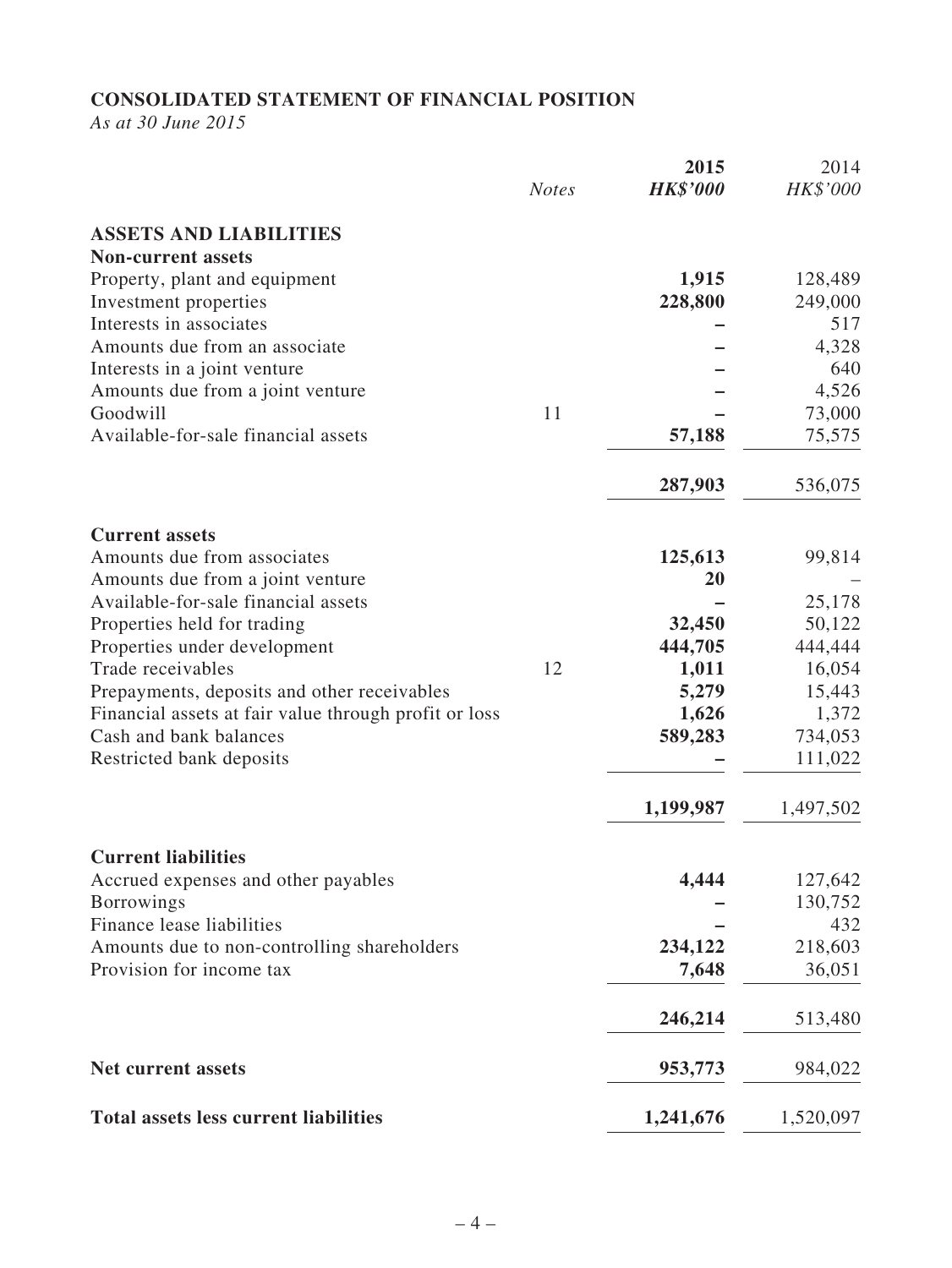## CONSOLIDATED STATEMENT OF FINANCIAL POSITION

*As at 30 June 2015*

| | *Notes* | **2015** **HK$'000** | 2014 *HK$'000* |
|---|---|---|---|
| **ASSETS AND LIABILITIES** | | | |
| **Non-current assets** | | | |
| Property, plant and equipment | | **1,915** | 128,489 |
| Investment properties | | **228,800** | 249,000 |
| Interests in associates | | **–** | 517 |
| Amounts due from an associate | | **–** | 4,328 |
| Interests in a joint venture | | **–** | 640 |
| Amounts due from a joint venture | | **–** | 4,526 |
| Goodwill | 11 | **–** | 73,000 |
| Available-for-sale financial assets | | **57,188** | 75,575 |
| | | **287,903** | 536,075 |
| **Current assets** | | | |
| Amounts due from associates | | **125,613** | 99,814 |
| Amounts due from a joint venture | | **20** | – |
| Available-for-sale financial assets | | **–** | 25,178 |
| Properties held for trading | | **32,450** | 50,122 |
| Properties under development | | **444,705** | 444,444 |
| Trade receivables | 12 | **1,011** | 16,054 |
| Prepayments, deposits and other receivables | | **5,279** | 15,443 |
| Financial assets at fair value through profit or loss | | **1,626** | 1,372 |
| Cash and bank balances | | **589,283** | 734,053 |
| Restricted bank deposits | | **–** | 111,022 |
| | | **1,199,987** | 1,497,502 |
| **Current liabilities** | | | |
| Accrued expenses and other payables | | **4,444** | 127,642 |
| Borrowings | | **–** | 130,752 |
| Finance lease liabilities | | **–** | 432 |
| Amounts due to non-controlling shareholders | | **234,122** | 218,603 |
| Provision for income tax | | **7,648** | 36,051 |
| | | **246,214** | 513,480 |
| **Net current assets** | | **953,773** | 984,022 |
| **Total assets less current liabilities** | | **1,241,676** | 1,520,097 |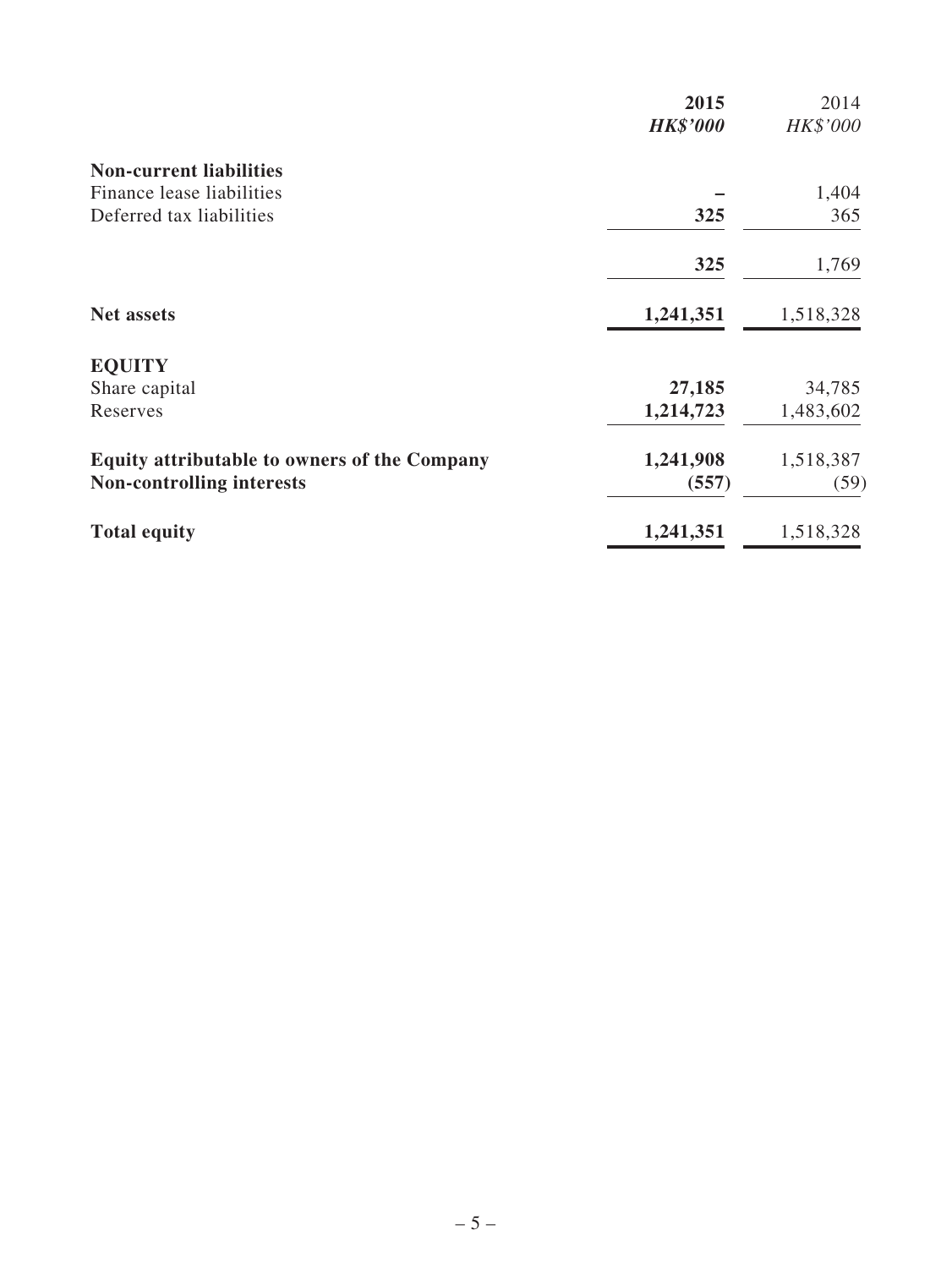| | 2015 | 2014 |
|---|---|---|
| | ***HK$'000*** | *HK$'000* |
| **Non-current liabilities** | | |
| Finance lease liabilities | **–** | 1,404 |
| Deferred tax liabilities | **325** | 365 |
| | **325** | 1,769 |
| **Net assets** | **1,241,351** | 1,518,328 |
| **EQUITY** | | |
| Share capital | **27,185** | 34,785 |
| Reserves | **1,214,723** | 1,483,602 |
| **Equity attributable to owners of the Company** | **1,241,908** | 1,518,387 |
| **Non-controlling interests** | **(557)** | (59) |
| **Total equity** | **1,241,351** | 1,518,328 |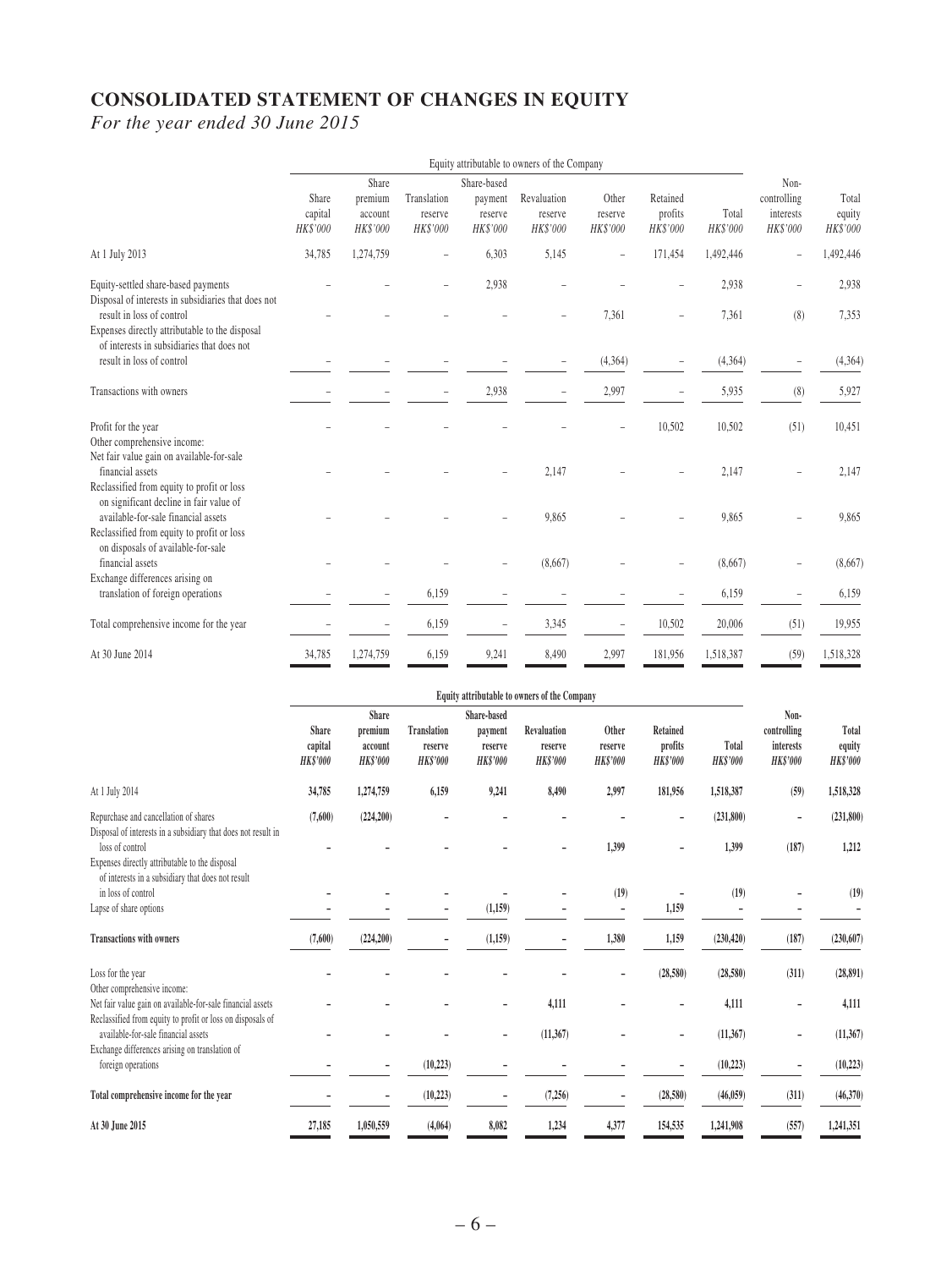# CONSOLIDATED STATEMENT OF CHANGES IN EQUITY

*For the year ended 30 June 2015*

| | Equity attributable to owners of the Company | | | | | | | | | |
|---|---|---|---|---|---|---|---|---|---|---|
| | Share capital *HK$'000* | Share premium account *HK$'000* | Translation reserve *HK$'000* | Share-based payment reserve *HK$'000* | Revaluation reserve *HK$'000* | Other reserve *HK$'000* | Retained profits *HK$'000* | Total *HK$'000* | Non-controlling interests *HK$'000* | Total equity *HK$'000* |
| At 1 July 2013 | 34,785 | 1,274,759 | – | 6,303 | 5,145 | – | 171,454 | 1,492,446 | – | 1,492,446 |
| Equity-settled share-based payments | – | – | – | 2,938 | – | – | – | 2,938 | – | 2,938 |
| Disposal of interests in subsidiaries that does not result in loss of control | – | – | – | – | – | 7,361 | – | 7,361 | (8) | 7,353 |
| Expenses directly attributable to the disposal of interests in subsidiaries that does not result in loss of control | – | – | – | – | – | (4,364) | – | (4,364) | – | (4,364) |
| Transactions with owners | – | – | – | 2,938 | – | 2,997 | – | 5,935 | (8) | 5,927 |
| Profit for the year | – | – | – | – | – | – | 10,502 | 10,502 | (51) | 10,451 |
| Other comprehensive income: | | | | | | | | | | |
| Net fair value gain on available-for-sale financial assets | – | – | – | – | 2,147 | – | – | 2,147 | – | 2,147 |
| Reclassified from equity to profit or loss on significant decline in fair value of available-for-sale financial assets | – | – | – | – | 9,865 | – | – | 9,865 | – | 9,865 |
| Reclassified from equity to profit or loss on disposals of available-for-sale financial assets | – | – | – | – | (8,667) | – | – | (8,667) | – | (8,667) |
| Exchange differences arising on translation of foreign operations | – | – | 6,159 | – | – | – | – | 6,159 | – | 6,159 |
| Total comprehensive income for the year | – | – | 6,159 | – | 3,345 | – | 10,502 | 20,006 | (51) | 19,955 |
| At 30 June 2014 | 34,785 | 1,274,759 | 6,159 | 9,241 | 8,490 | 2,997 | 181,956 | 1,518,387 | (59) | 1,518,328 |

| | **Equity attributable to owners of the Company** | | | | | | | | | |
|---|---|---|---|---|---|---|---|---|---|---|
| | **Share capital** ***HK$'000*** | **Share premium account** ***HK$'000*** | **Translation reserve** ***HK$'000*** | **Share-based payment reserve** ***HK$'000*** | **Revaluation reserve** ***HK$'000*** | **Other reserve** ***HK$'000*** | **Retained profits** ***HK$'000*** | **Total** ***HK$'000*** | **Non-controlling interests** ***HK$'000*** | **Total equity** ***HK$'000*** |
| At 1 July 2014 | **34,785** | **1,274,759** | **6,159** | **9,241** | **8,490** | **2,997** | **181,956** | **1,518,387** | **(59)** | **1,518,328** |
| Repurchase and cancellation of shares | **(7,600)** | **(224,200)** | **–** | **–** | **–** | **–** | **–** | **(231,800)** | **–** | **(231,800)** |
| Disposal of interests in a subsidiary that does not result in loss of control | **–** | **–** | **–** | **–** | **–** | **1,399** | **–** | **1,399** | **(187)** | **1,212** |
| Expenses directly attributable to the disposal of interests in a subsidiary that does not result in loss of control | **–** | **–** | **–** | **–** | **–** | **(19)** | **–** | **(19)** | **–** | **(19)** |
| Lapse of share options | **–** | **–** | **–** | **(1,159)** | **–** | **–** | **1,159** | **–** | **–** | **–** |
| **Transactions with owners** | **(7,600)** | **(224,200)** | **–** | **(1,159)** | **–** | **1,380** | **1,159** | **(230,420)** | **(187)** | **(230,607)** |
| Loss for the year | **–** | **–** | **–** | **–** | **–** | **–** | **(28,580)** | **(28,580)** | **(311)** | **(28,891)** |
| Other comprehensive income: | | | | | | | | | | |
| Net fair value gain on available-for-sale financial assets | **–** | **–** | **–** | **–** | **4,111** | **–** | **–** | **4,111** | **–** | **4,111** |
| Reclassified from equity to profit or loss on disposals of available-for-sale financial assets | **–** | **–** | **–** | **–** | **(11,367)** | **–** | **–** | **(11,367)** | **–** | **(11,367)** |
| Exchange differences arising on translation of foreign operations | **–** | **–** | **(10,223)** | **–** | **–** | **–** | **–** | **(10,223)** | **–** | **(10,223)** |
| **Total comprehensive income for the year** | **–** | **–** | **(10,223)** | **–** | **(7,256)** | **–** | **(28,580)** | **(46,059)** | **(311)** | **(46,370)** |
| **At 30 June 2015** | **27,185** | **1,050,559** | **(4,064)** | **8,082** | **1,234** | **4,377** | **154,535** | **1,241,908** | **(557)** | **1,241,351** |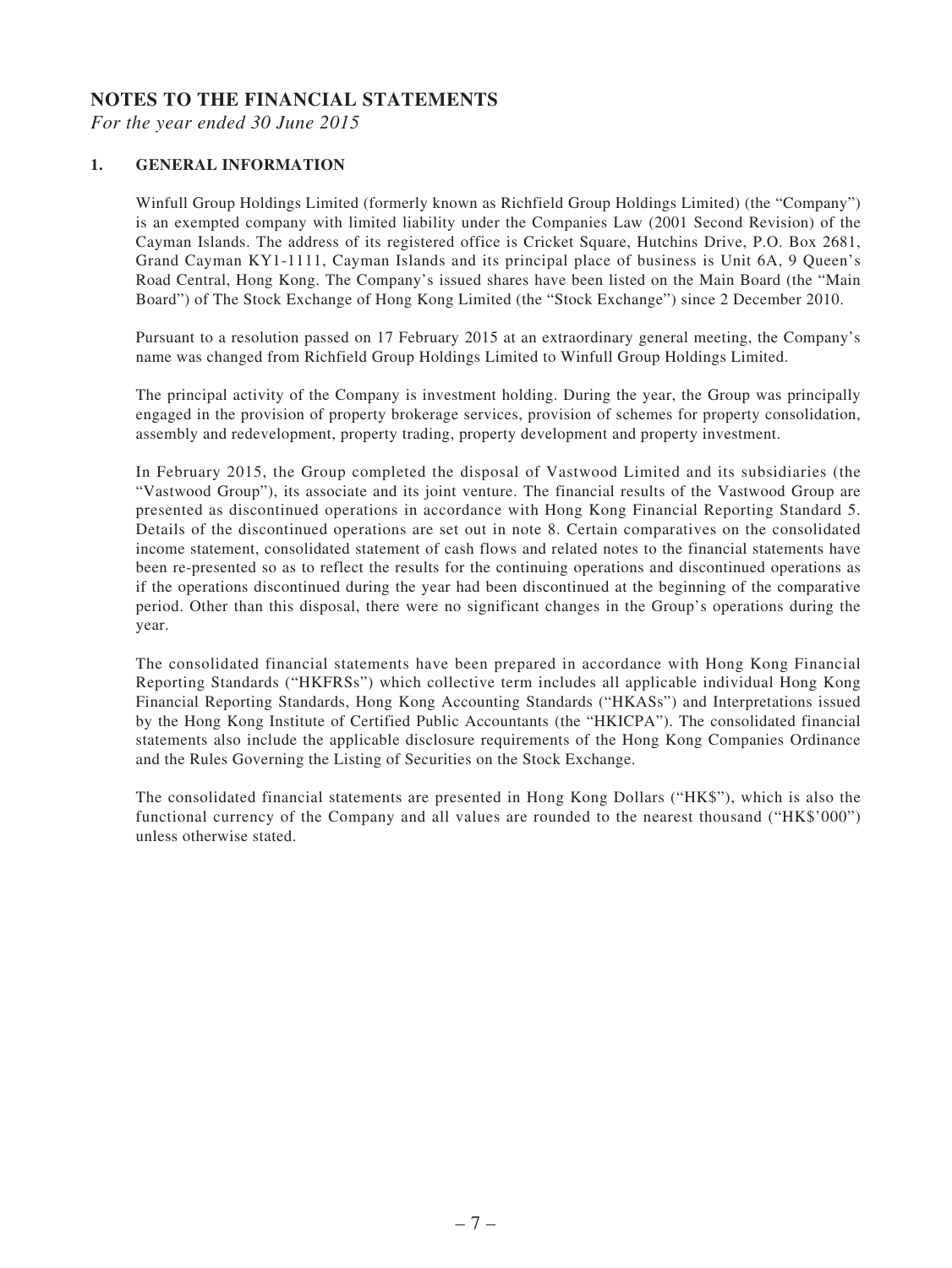# NOTES TO THE FINANCIAL STATEMENTS

*For the year ended 30 June 2015*

## 1. GENERAL INFORMATION

Winfull Group Holdings Limited (formerly known as Richfield Group Holdings Limited) (the "Company") is an exempted company with limited liability under the Companies Law (2001 Second Revision) of the Cayman Islands. The address of its registered office is Cricket Square, Hutchins Drive, P.O. Box 2681, Grand Cayman KY1-1111, Cayman Islands and its principal place of business is Unit 6A, 9 Queen's Road Central, Hong Kong. The Company's issued shares have been listed on the Main Board (the "Main Board") of The Stock Exchange of Hong Kong Limited (the "Stock Exchange") since 2 December 2010.

Pursuant to a resolution passed on 17 February 2015 at an extraordinary general meeting, the Company's name was changed from Richfield Group Holdings Limited to Winfull Group Holdings Limited.

The principal activity of the Company is investment holding. During the year, the Group was principally engaged in the provision of property brokerage services, provision of schemes for property consolidation, assembly and redevelopment, property trading, property development and property investment.

In February 2015, the Group completed the disposal of Vastwood Limited and its subsidiaries (the "Vastwood Group"), its associate and its joint venture. The financial results of the Vastwood Group are presented as discontinued operations in accordance with Hong Kong Financial Reporting Standard 5. Details of the discontinued operations are set out in note 8. Certain comparatives on the consolidated income statement, consolidated statement of cash flows and related notes to the financial statements have been re-presented so as to reflect the results for the continuing operations and discontinued operations as if the operations discontinued during the year had been discontinued at the beginning of the comparative period. Other than this disposal, there were no significant changes in the Group's operations during the year.

The consolidated financial statements have been prepared in accordance with Hong Kong Financial Reporting Standards ("HKFRSs") which collective term includes all applicable individual Hong Kong Financial Reporting Standards, Hong Kong Accounting Standards ("HKASs") and Interpretations issued by the Hong Kong Institute of Certified Public Accountants (the "HKICPA"). The consolidated financial statements also include the applicable disclosure requirements of the Hong Kong Companies Ordinance and the Rules Governing the Listing of Securities on the Stock Exchange.

The consolidated financial statements are presented in Hong Kong Dollars ("HK$"), which is also the functional currency of the Company and all values are rounded to the nearest thousand ("HK$'000") unless otherwise stated.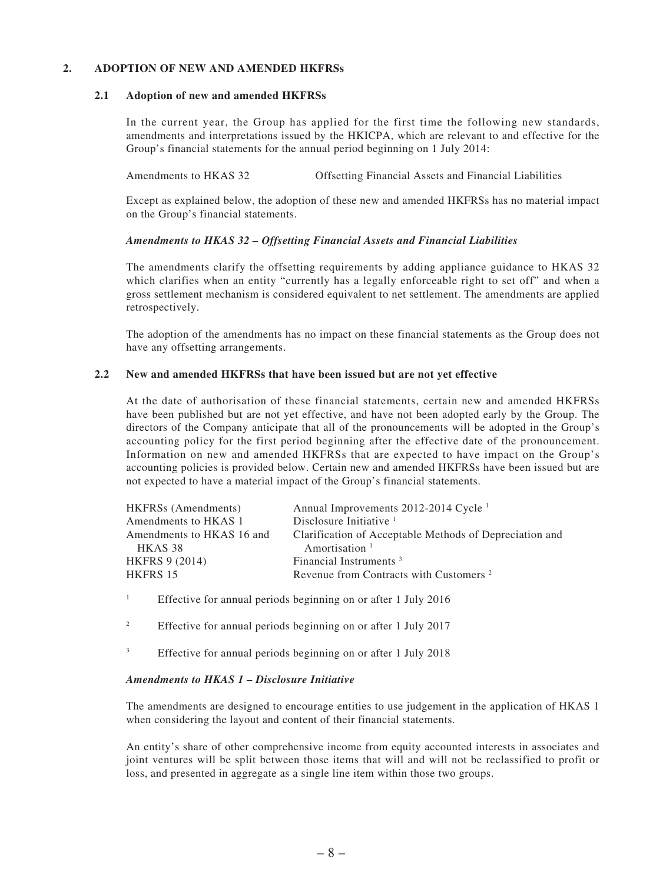## 2. ADOPTION OF NEW AND AMENDED HKFRSs

### 2.1 Adoption of new and amended HKFRSs

In the current year, the Group has applied for the first time the following new standards, amendments and interpretations issued by the HKICPA, which are relevant to and effective for the Group's financial statements for the annual period beginning on 1 July 2014:

| | |
|---|---|
| Amendments to HKAS 32 | Offsetting Financial Assets and Financial Liabilities |

Except as explained below, the adoption of these new and amended HKFRSs has no material impact on the Group's financial statements.

***Amendments to HKAS 32 – Offsetting Financial Assets and Financial Liabilities***

The amendments clarify the offsetting requirements by adding appliance guidance to HKAS 32 which clarifies when an entity "currently has a legally enforceable right to set off" and when a gross settlement mechanism is considered equivalent to net settlement. The amendments are applied retrospectively.

The adoption of the amendments has no impact on these financial statements as the Group does not have any offsetting arrangements.

### 2.2 New and amended HKFRSs that have been issued but are not yet effective

At the date of authorisation of these financial statements, certain new and amended HKFRSs have been published but are not yet effective, and have not been adopted early by the Group. The directors of the Company anticipate that all of the pronouncements will be adopted in the Group's accounting policy for the first period beginning after the effective date of the pronouncement. Information on new and amended HKFRSs that are expected to have impact on the Group's accounting policies is provided below. Certain new and amended HKFRSs have been issued but are not expected to have a material impact of the Group's financial statements.

| | |
|---|---|
| HKFRSs (Amendments) | Annual Improvements 2012-2014 Cycle [1] |
| Amendments to HKAS 1 | Disclosure Initiative [1] |
| Amendments to HKAS 16 and HKAS 38 | Clarification of Acceptable Methods of Depreciation and Amortisation [1] |
| HKFRS 9 (2014) | Financial Instruments [3] |
| HKFRS 15 | Revenue from Contracts with Customers [2] |

[1] Effective for annual periods beginning on or after 1 July 2016

[2] Effective for annual periods beginning on or after 1 July 2017

[3] Effective for annual periods beginning on or after 1 July 2018

***Amendments to HKAS 1 – Disclosure Initiative***

The amendments are designed to encourage entities to use judgement in the application of HKAS 1 when considering the layout and content of their financial statements.

An entity's share of other comprehensive income from equity accounted interests in associates and joint ventures will be split between those items that will and will not be reclassified to profit or loss, and presented in aggregate as a single line item within those two groups.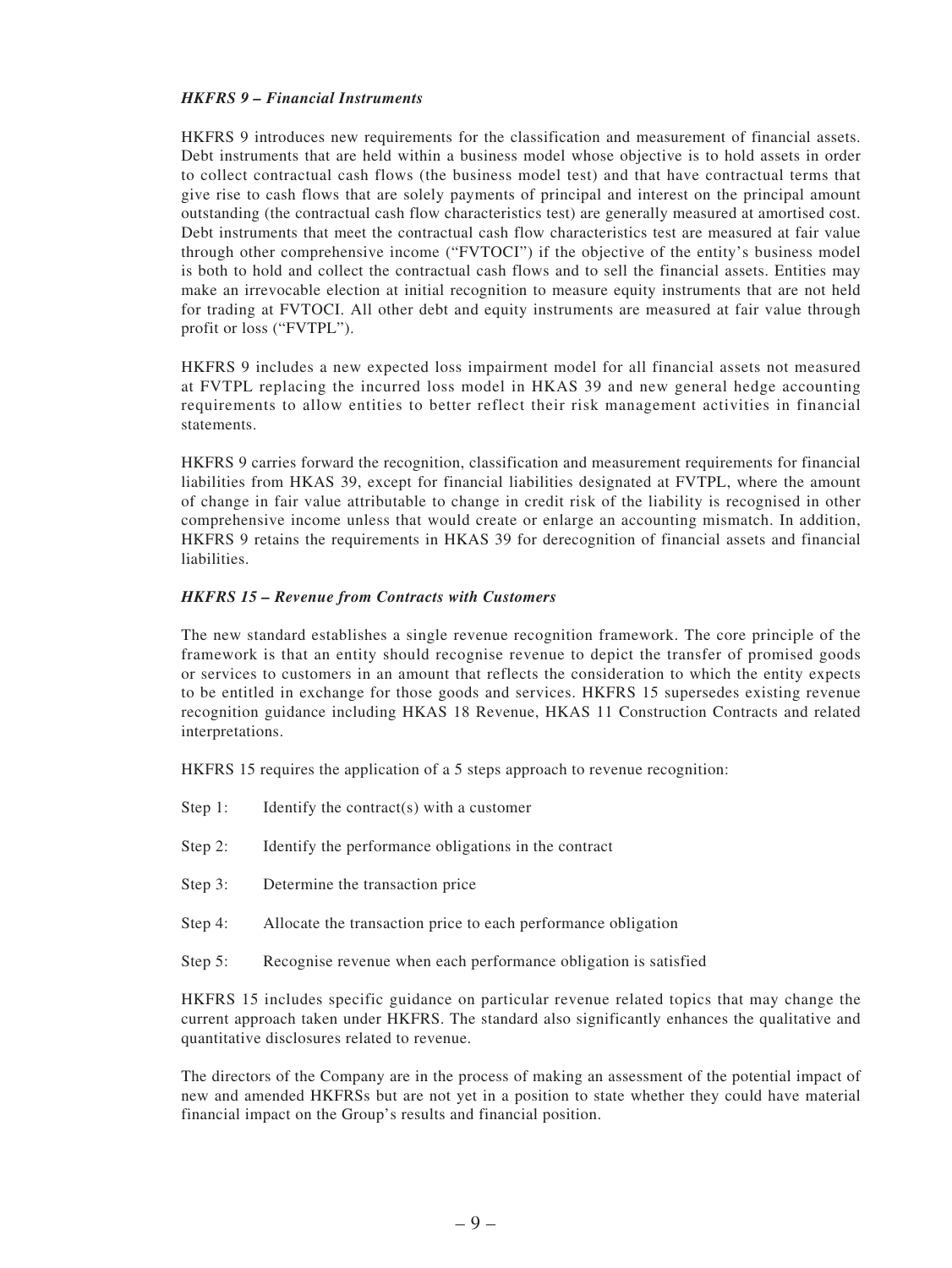***HKFRS 9 – Financial Instruments***

HKFRS 9 introduces new requirements for the classification and measurement of financial assets. Debt instruments that are held within a business model whose objective is to hold assets in order to collect contractual cash flows (the business model test) and that have contractual terms that give rise to cash flows that are solely payments of principal and interest on the principal amount outstanding (the contractual cash flow characteristics test) are generally measured at amortised cost. Debt instruments that meet the contractual cash flow characteristics test are measured at fair value through other comprehensive income ("FVTOCI") if the objective of the entity's business model is both to hold and collect the contractual cash flows and to sell the financial assets. Entities may make an irrevocable election at initial recognition to measure equity instruments that are not held for trading at FVTOCI. All other debt and equity instruments are measured at fair value through profit or loss ("FVTPL").

HKFRS 9 includes a new expected loss impairment model for all financial assets not measured at FVTPL replacing the incurred loss model in HKAS 39 and new general hedge accounting requirements to allow entities to better reflect their risk management activities in financial statements.

HKFRS 9 carries forward the recognition, classification and measurement requirements for financial liabilities from HKAS 39, except for financial liabilities designated at FVTPL, where the amount of change in fair value attributable to change in credit risk of the liability is recognised in other comprehensive income unless that would create or enlarge an accounting mismatch. In addition, HKFRS 9 retains the requirements in HKAS 39 for derecognition of financial assets and financial liabilities.

***HKFRS 15 – Revenue from Contracts with Customers***

The new standard establishes a single revenue recognition framework. The core principle of the framework is that an entity should recognise revenue to depict the transfer of promised goods or services to customers in an amount that reflects the consideration to which the entity expects to be entitled in exchange for those goods and services. HKFRS 15 supersedes existing revenue recognition guidance including HKAS 18 Revenue, HKAS 11 Construction Contracts and related interpretations.

HKFRS 15 requires the application of a 5 steps approach to revenue recognition:

Step 1: Identify the contract(s) with a customer

Step 2: Identify the performance obligations in the contract

Step 3: Determine the transaction price

Step 4: Allocate the transaction price to each performance obligation

Step 5: Recognise revenue when each performance obligation is satisfied

HKFRS 15 includes specific guidance on particular revenue related topics that may change the current approach taken under HKFRS. The standard also significantly enhances the qualitative and quantitative disclosures related to revenue.

The directors of the Company are in the process of making an assessment of the potential impact of new and amended HKFRSs but are not yet in a position to state whether they could have material financial impact on the Group's results and financial position.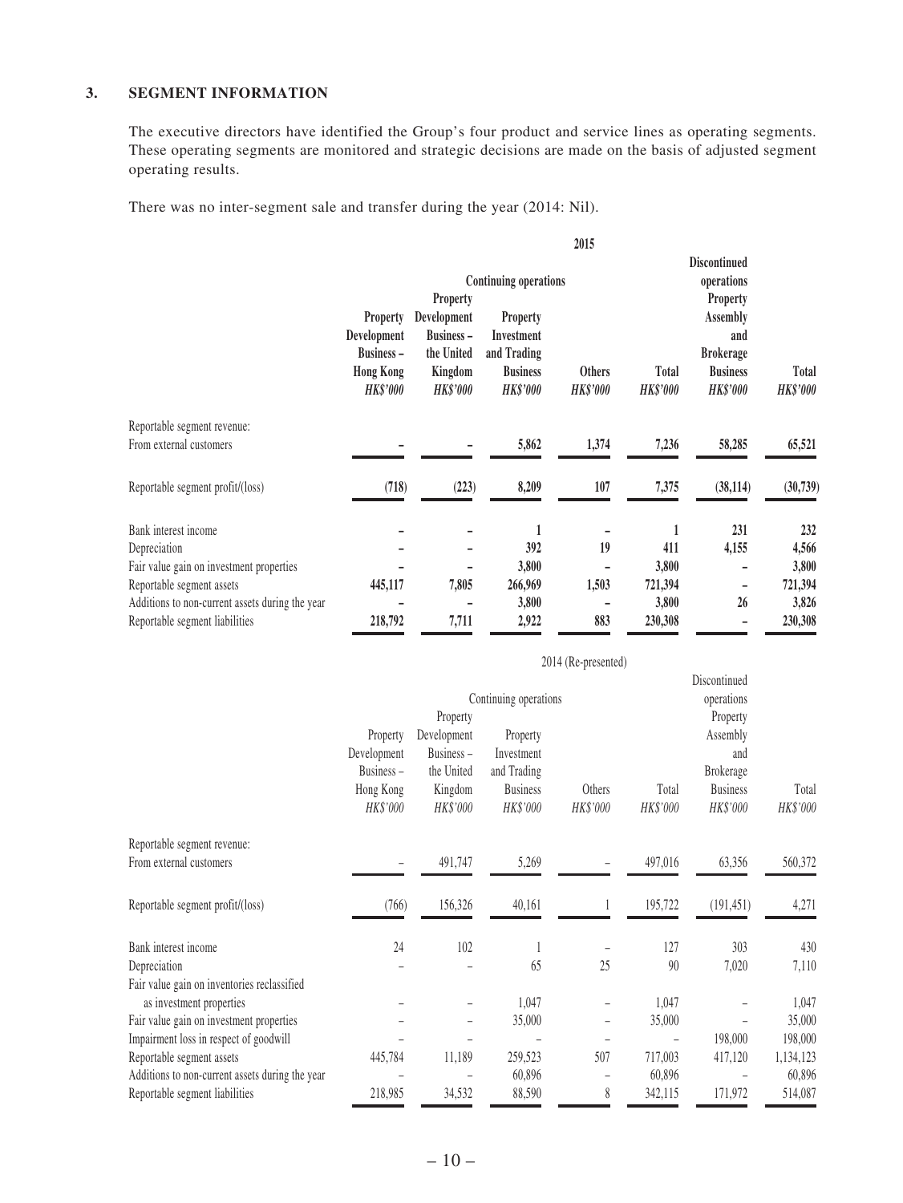## 3. SEGMENT INFORMATION

The executive directors have identified the Group's four product and service lines as operating segments. These operating segments are monitored and strategic decisions are made on the basis of adjusted segment operating results.

There was no inter-segment sale and transfer during the year (2014: Nil).

| | 2015 | | | | | | |
|---|---|---|---|---|---|---|---|
| | Continuing operations | | | | | Discontinued operations | |
| | Property Development Business – Hong Kong | Property Development Business – the United Kingdom | Property Investment and Trading Business | Others | Total | Property Assembly and Brokerage Business | Total |
| | *HK$'000* | *HK$'000* | *HK$'000* | *HK$'000* | *HK$'000* | *HK$'000* | *HK$'000* |
| Reportable segment revenue: | | | | | | | |
| From external customers | – | – | 5,862 | 1,374 | 7,236 | 58,285 | 65,521 |
| Reportable segment profit/(loss) | (718) | (223) | 8,209 | 107 | 7,375 | (38,114) | (30,739) |
| Bank interest income | – | – | 1 | – | 1 | 231 | 232 |
| Depreciation | – | – | 392 | 19 | 411 | 4,155 | 4,566 |
| Fair value gain on investment properties | – | – | 3,800 | – | 3,800 | – | 3,800 |
| Reportable segment assets | 445,117 | 7,805 | 266,969 | 1,503 | 721,394 | – | 721,394 |
| Additions to non-current assets during the year | – | – | 3,800 | – | 3,800 | 26 | 3,826 |
| Reportable segment liabilities | 218,792 | 7,711 | 2,922 | 883 | 230,308 | – | 230,308 |

| | 2014 (Re-presented) | | | | | | |
|---|---|---|---|---|---|---|---|
| | Continuing operations | | | | | Discontinued operations | |
| | Property Development Business – Hong Kong | Property Development Business – the United Kingdom | Property Investment and Trading Business | Others | Total | Property Assembly and Brokerage Business | Total |
| | *HK$'000* | *HK$'000* | *HK$'000* | *HK$'000* | *HK$'000* | *HK$'000* | *HK$'000* |
| Reportable segment revenue: | | | | | | | |
| From external customers | – | 491,747 | 5,269 | – | 497,016 | 63,356 | 560,372 |
| Reportable segment profit/(loss) | (766) | 156,326 | 40,161 | 1 | 195,722 | (191,451) | 4,271 |
| Bank interest income | 24 | 102 | 1 | – | 127 | 303 | 430 |
| Depreciation | – | – | 65 | 25 | 90 | 7,020 | 7,110 |
| Fair value gain on inventories reclassified as investment properties | – | – | 1,047 | – | 1,047 | – | 1,047 |
| Fair value gain on investment properties | – | – | 35,000 | – | 35,000 | – | 35,000 |
| Impairment loss in respect of goodwill | – | – | – | – | – | 198,000 | 198,000 |
| Reportable segment assets | 445,784 | 11,189 | 259,523 | 507 | 717,003 | 417,120 | 1,134,123 |
| Additions to non-current assets during the year | – | – | 60,896 | – | 60,896 | – | 60,896 |
| Reportable segment liabilities | 218,985 | 34,532 | 88,590 | 8 | 342,115 | 171,972 | 514,087 |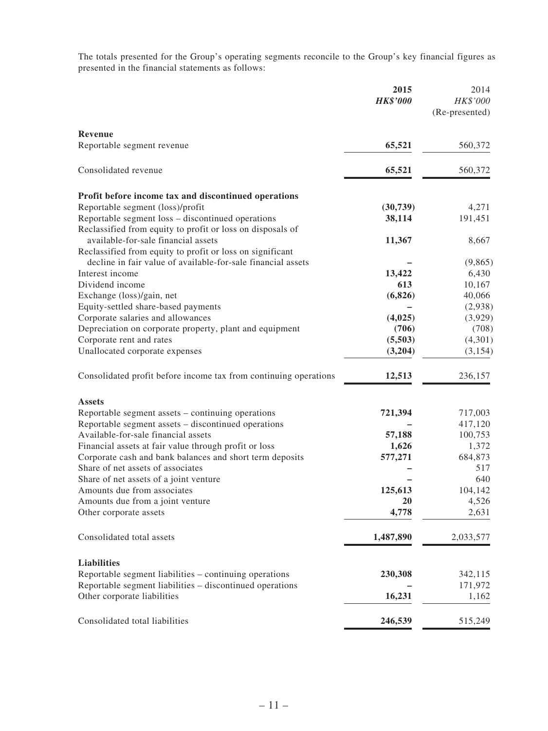The totals presented for the Group's operating segments reconcile to the Group's key financial figures as presented in the financial statements as follows:

| | **2015** | 2014 |
|---|---|---|
| | ***HK$'000*** | *HK$'000* |
| | | (Re-presented) |
| **Revenue** | | |
| Reportable segment revenue | **65,521** | 560,372 |
| Consolidated revenue | **65,521** | 560,372 |
| **Profit before income tax and discontinued operations** | | |
| Reportable segment (loss)/profit | **(30,739)** | 4,271 |
| Reportable segment loss – discontinued operations | **38,114** | 191,451 |
| Reclassified from equity to profit or loss on disposals of available-for-sale financial assets | **11,367** | 8,667 |
| Reclassified from equity to profit or loss on significant decline in fair value of available-for-sale financial assets | **–** | (9,865) |
| Interest income | **13,422** | 6,430 |
| Dividend income | **613** | 10,167 |
| Exchange (loss)/gain, net | **(6,826)** | 40,066 |
| Equity-settled share-based payments | **–** | (2,938) |
| Corporate salaries and allowances | **(4,025)** | (3,929) |
| Depreciation on corporate property, plant and equipment | **(706)** | (708) |
| Corporate rent and rates | **(5,503)** | (4,301) |
| Unallocated corporate expenses | **(3,204)** | (3,154) |
| Consolidated profit before income tax from continuing operations | **12,513** | 236,157 |
| **Assets** | | |
| Reportable segment assets – continuing operations | **721,394** | 717,003 |
| Reportable segment assets – discontinued operations | **–** | 417,120 |
| Available-for-sale financial assets | **57,188** | 100,753 |
| Financial assets at fair value through profit or loss | **1,626** | 1,372 |
| Corporate cash and bank balances and short term deposits | **577,271** | 684,873 |
| Share of net assets of associates | **–** | 517 |
| Share of net assets of a joint venture | **–** | 640 |
| Amounts due from associates | **125,613** | 104,142 |
| Amounts due from a joint venture | **20** | 4,526 |
| Other corporate assets | **4,778** | 2,631 |
| Consolidated total assets | **1,487,890** | 2,033,577 |
| **Liabilities** | | |
| Reportable segment liabilities – continuing operations | **230,308** | 342,115 |
| Reportable segment liabilities – discontinued operations | **–** | 171,972 |
| Other corporate liabilities | **16,231** | 1,162 |
| Consolidated total liabilities | **246,539** | 515,249 |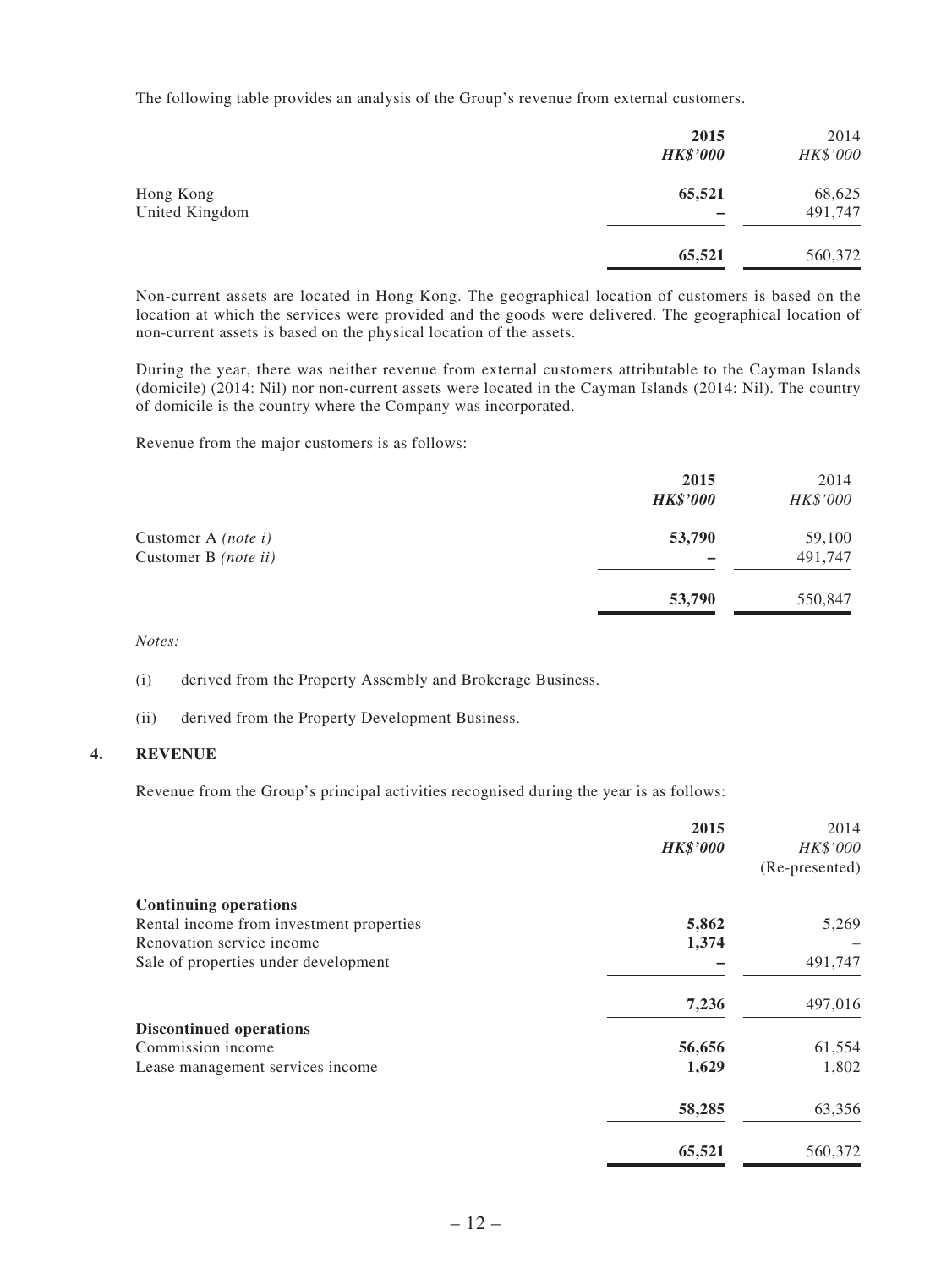The following table provides an analysis of the Group's revenue from external customers.

| | **2015** | 2014 |
|---|---|---|
| | ***HK$'000*** | *HK$'000* |
| Hong Kong | **65,521** | 68,625 |
| United Kingdom | **–** | 491,747 |
| | **65,521** | 560,372 |

Non-current assets are located in Hong Kong. The geographical location of customers is based on the location at which the services were provided and the goods were delivered. The geographical location of non-current assets is based on the physical location of the assets.

During the year, there was neither revenue from external customers attributable to the Cayman Islands (domicile) (2014: Nil) nor non-current assets were located in the Cayman Islands (2014: Nil). The country of domicile is the country where the Company was incorporated.

Revenue from the major customers is as follows:

| | **2015** | 2014 |
|---|---|---|
| | ***HK$'000*** | *HK$'000* |
| Customer A *(note i)* | **53,790** | 59,100 |
| Customer B *(note ii)* | **–** | 491,747 |
| | **53,790** | 550,847 |

*Notes:*

(i) derived from the Property Assembly and Brokerage Business.

(ii) derived from the Property Development Business.

## 4. REVENUE

Revenue from the Group's principal activities recognised during the year is as follows:

| | **2015** | 2014 |
|---|---|---|
| | ***HK$'000*** | *HK$'000* |
| | | (Re-presented) |
| **Continuing operations** | | |
| Rental income from investment properties | **5,862** | 5,269 |
| Renovation service income | **1,374** | – |
| Sale of properties under development | **–** | 491,747 |
| | **7,236** | 497,016 |
| **Discontinued operations** | | |
| Commission income | **56,656** | 61,554 |
| Lease management services income | **1,629** | 1,802 |
| | **58,285** | 63,356 |
| | **65,521** | 560,372 |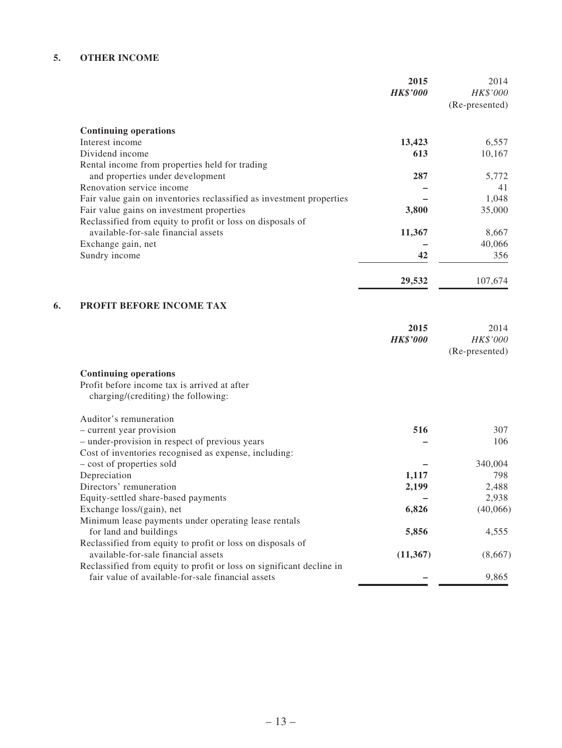## 5. OTHER INCOME

| | 2015 | 2014 |
|---|---|---|
| | ***HK$'000*** | *HK$'000* |
| | | (Re-presented) |
| **Continuing operations** | | |
| Interest income | **13,423** | 6,557 |
| Dividend income | **613** | 10,167 |
| Rental income from properties held for trading and properties under development | **287** | 5,772 |
| Renovation service income | **–** | 41 |
| Fair value gain on inventories reclassified as investment properties | **–** | 1,048 |
| Fair value gains on investment properties | **3,800** | 35,000 |
| Reclassified from equity to profit or loss on disposals of available-for-sale financial assets | **11,367** | 8,667 |
| Exchange gain, net | **–** | 40,066 |
| Sundry income | **42** | 356 |
| | **29,532** | 107,674 |

## 6. PROFIT BEFORE INCOME TAX

| | 2015 | 2014 |
|---|---|---|
| | ***HK$'000*** | *HK$'000* |
| | | (Re-presented) |
| **Continuing operations** | | |
| Profit before income tax is arrived at after charging/(crediting) the following: | | |
| Auditor's remuneration | | |
| – current year provision | **516** | 307 |
| – under-provision in respect of previous years | **–** | 106 |
| Cost of inventories recognised as expense, including: | | |
| – cost of properties sold | **–** | 340,004 |
| Depreciation | **1,117** | 798 |
| Directors' remuneration | **2,199** | 2,488 |
| Equity-settled share-based payments | **–** | 2,938 |
| Exchange loss/(gain), net | **6,826** | (40,066) |
| Minimum lease payments under operating lease rentals for land and buildings | **5,856** | 4,555 |
| Reclassified from equity to profit or loss on disposals of available-for-sale financial assets | **(11,367)** | (8,667) |
| Reclassified from equity to profit or loss on significant decline in fair value of available-for-sale financial assets | **–** | 9,865 |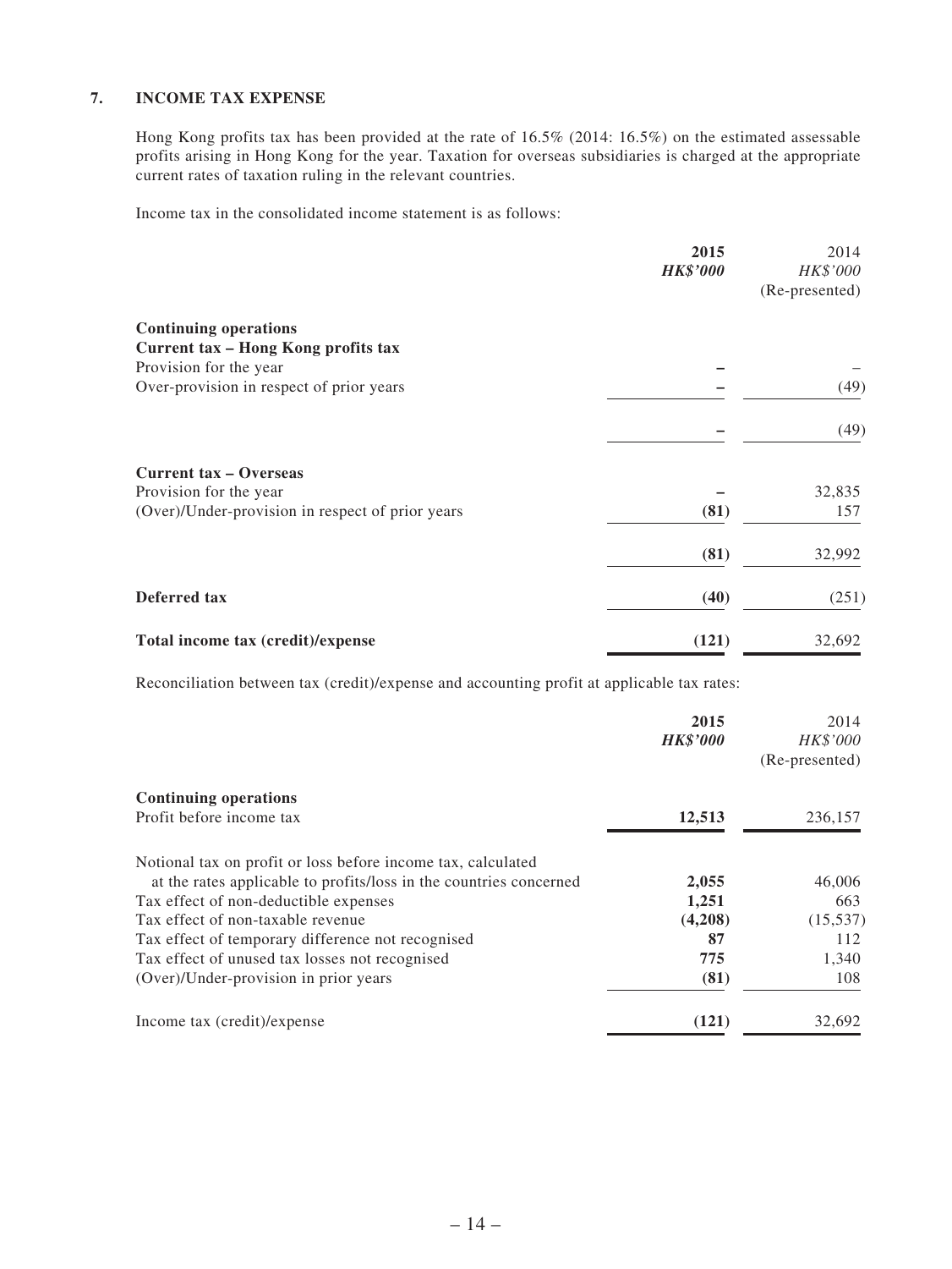## 7. INCOME TAX EXPENSE

Hong Kong profits tax has been provided at the rate of 16.5% (2014: 16.5%) on the estimated assessable profits arising in Hong Kong for the year. Taxation for overseas subsidiaries is charged at the appropriate current rates of taxation ruling in the relevant countries.

Income tax in the consolidated income statement is as follows:

| | **2015** | 2014 |
|---|---|---|
| | ***HK$'000*** | *HK$'000* |
| | | (Re-presented) |
| **Continuing operations** | | |
| **Current tax – Hong Kong profits tax** | | |
| Provision for the year | **–** | – |
| Over-provision in respect of prior years | **–** | (49) |
| | **–** | (49) |
| **Current tax – Overseas** | | |
| Provision for the year | **–** | 32,835 |
| (Over)/Under-provision in respect of prior years | **(81)** | 157 |
| | **(81)** | 32,992 |
| **Deferred tax** | **(40)** | (251) |
| **Total income tax (credit)/expense** | **(121)** | 32,692 |

Reconciliation between tax (credit)/expense and accounting profit at applicable tax rates:

| | **2015** | 2014 |
|---|---|---|
| | ***HK$'000*** | *HK$'000* |
| | | (Re-presented) |
| **Continuing operations** | | |
| Profit before income tax | **12,513** | 236,157 |
| Notional tax on profit or loss before income tax, calculated at the rates applicable to profits/loss in the countries concerned | **2,055** | 46,006 |
| Tax effect of non-deductible expenses | **1,251** | 663 |
| Tax effect of non-taxable revenue | **(4,208)** | (15,537) |
| Tax effect of temporary difference not recognised | **87** | 112 |
| Tax effect of unused tax losses not recognised | **775** | 1,340 |
| (Over)/Under-provision in prior years | **(81)** | 108 |
| Income tax (credit)/expense | **(121)** | 32,692 |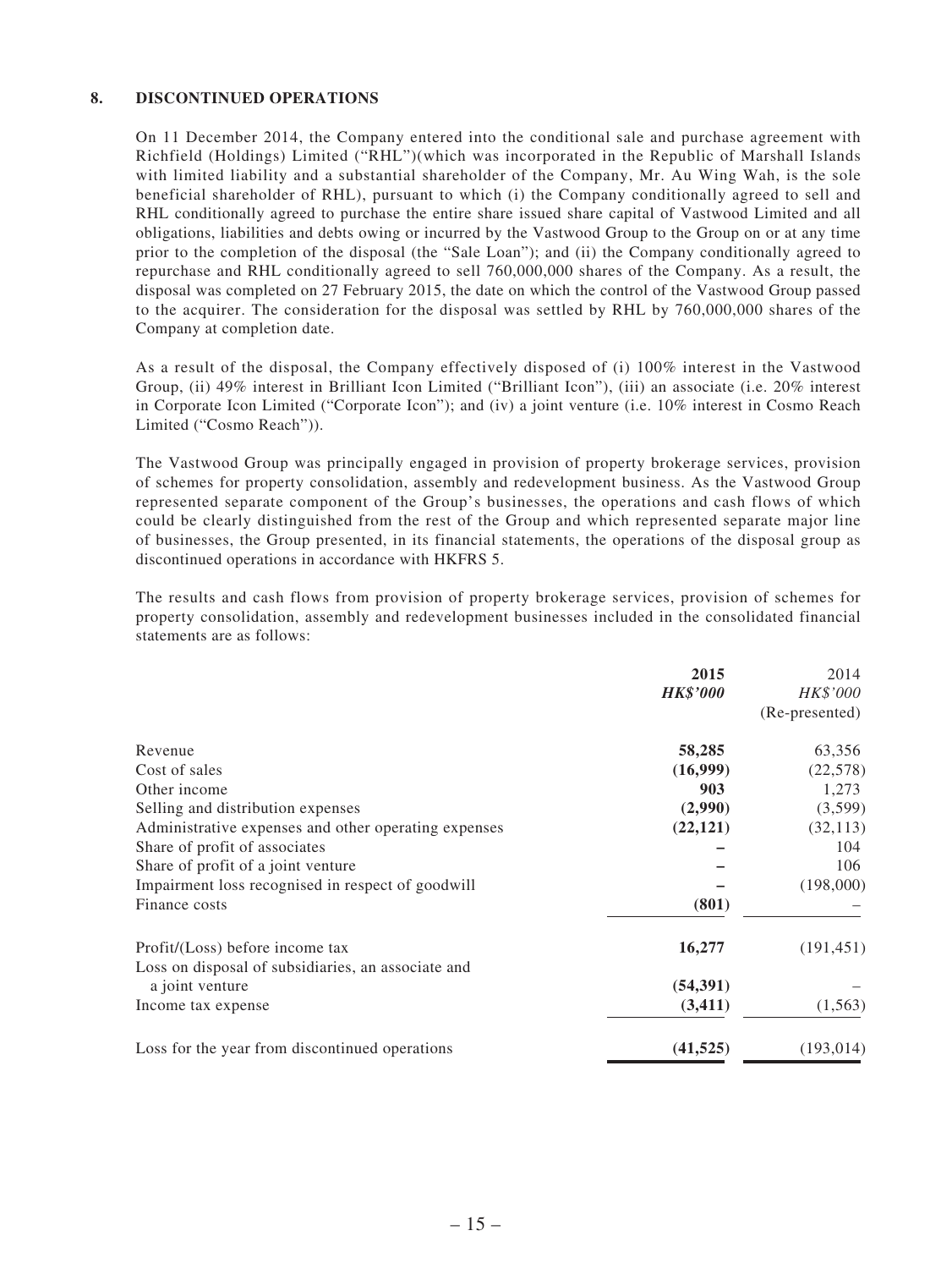## 8. DISCONTINUED OPERATIONS

On 11 December 2014, the Company entered into the conditional sale and purchase agreement with Richfield (Holdings) Limited ("RHL")(which was incorporated in the Republic of Marshall Islands with limited liability and a substantial shareholder of the Company, Mr. Au Wing Wah, is the sole beneficial shareholder of RHL), pursuant to which (i) the Company conditionally agreed to sell and RHL conditionally agreed to purchase the entire share issued share capital of Vastwood Limited and all obligations, liabilities and debts owing or incurred by the Vastwood Group to the Group on or at any time prior to the completion of the disposal (the "Sale Loan"); and (ii) the Company conditionally agreed to repurchase and RHL conditionally agreed to sell 760,000,000 shares of the Company. As a result, the disposal was completed on 27 February 2015, the date on which the control of the Vastwood Group passed to the acquirer. The consideration for the disposal was settled by RHL by 760,000,000 shares of the Company at completion date.

As a result of the disposal, the Company effectively disposed of (i) 100% interest in the Vastwood Group, (ii) 49% interest in Brilliant Icon Limited ("Brilliant Icon"), (iii) an associate (i.e. 20% interest in Corporate Icon Limited ("Corporate Icon"); and (iv) a joint venture (i.e. 10% interest in Cosmo Reach Limited ("Cosmo Reach")).

The Vastwood Group was principally engaged in provision of property brokerage services, provision of schemes for property consolidation, assembly and redevelopment business. As the Vastwood Group represented separate component of the Group's businesses, the operations and cash flows of which could be clearly distinguished from the rest of the Group and which represented separate major line of businesses, the Group presented, in its financial statements, the operations of the disposal group as discontinued operations in accordance with HKFRS 5.

The results and cash flows from provision of property brokerage services, provision of schemes for property consolidation, assembly and redevelopment businesses included in the consolidated financial statements are as follows:

| | **2015** | 2014 |
|---|---|---|
| | ***HK$'000*** | *HK$'000* |
| | | (Re-presented) |
| Revenue | **58,285** | 63,356 |
| Cost of sales | **(16,999)** | (22,578) |
| Other income | **903** | 1,273 |
| Selling and distribution expenses | **(2,990)** | (3,599) |
| Administrative expenses and other operating expenses | **(22,121)** | (32,113) |
| Share of profit of associates | **–** | 104 |
| Share of profit of a joint venture | **–** | 106 |
| Impairment loss recognised in respect of goodwill | **–** | (198,000) |
| Finance costs | **(801)** | – |
| Profit/(Loss) before income tax | **16,277** | (191,451) |
| Loss on disposal of subsidiaries, an associate and a joint venture | **(54,391)** | – |
| Income tax expense | **(3,411)** | (1,563) |
| Loss for the year from discontinued operations | **(41,525)** | (193,014) |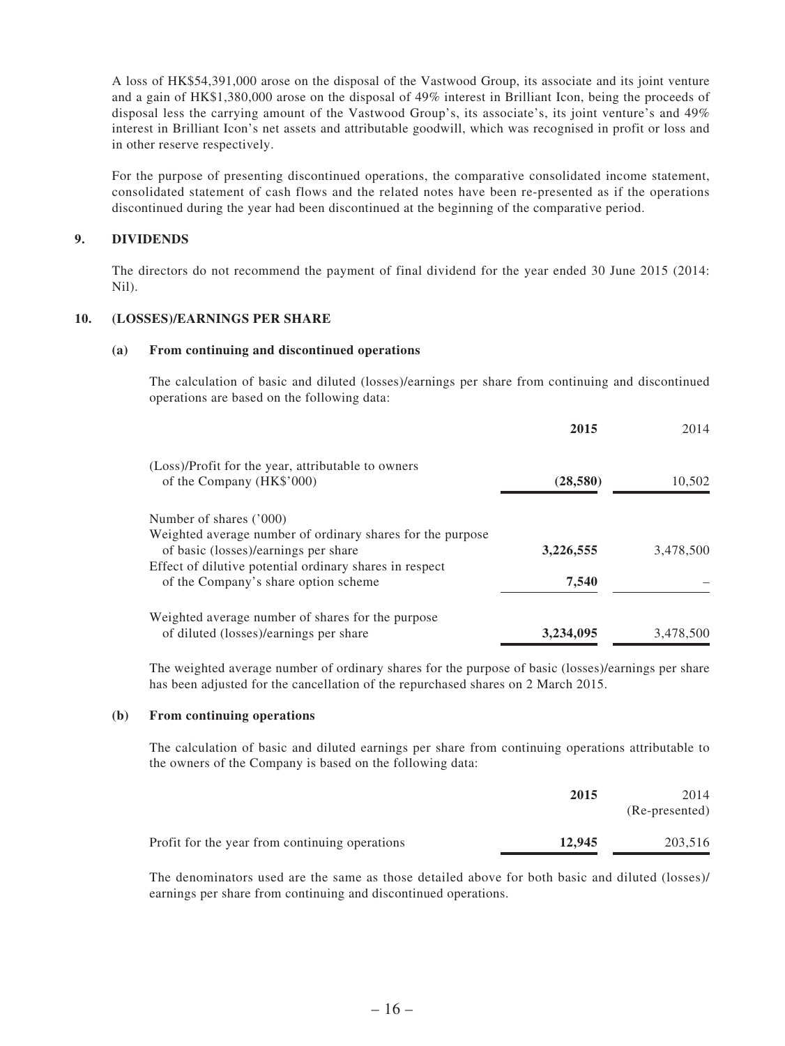A loss of HK$54,391,000 arose on the disposal of the Vastwood Group, its associate and its joint venture and a gain of HK$1,380,000 arose on the disposal of 49% interest in Brilliant Icon, being the proceeds of disposal less the carrying amount of the Vastwood Group's, its associate's, its joint venture's and 49% interest in Brilliant Icon's net assets and attributable goodwill, which was recognised in profit or loss and in other reserve respectively.

For the purpose of presenting discontinued operations, the comparative consolidated income statement, consolidated statement of cash flows and the related notes have been re-presented as if the operations discontinued during the year had been discontinued at the beginning of the comparative period.

## 9. DIVIDENDS

The directors do not recommend the payment of final dividend for the year ended 30 June 2015 (2014: Nil).

## 10. (LOSSES)/EARNINGS PER SHARE

### (a) From continuing and discontinued operations

The calculation of basic and diluted (losses)/earnings per share from continuing and discontinued operations are based on the following data:

| | **2015** | 2014 |
|---|---|---|
| (Loss)/Profit for the year, attributable to owners of the Company (HK$'000) | **(28,580)** | 10,502 |
| Number of shares ('000) | | |
| Weighted average number of ordinary shares for the purpose of basic (losses)/earnings per share | **3,226,555** | 3,478,500 |
| Effect of dilutive potential ordinary shares in respect of the Company's share option scheme | **7,540** | – |
| Weighted average number of shares for the purpose of diluted (losses)/earnings per share | **3,234,095** | 3,478,500 |

The weighted average number of ordinary shares for the purpose of basic (losses)/earnings per share has been adjusted for the cancellation of the repurchased shares on 2 March 2015.

### (b) From continuing operations

The calculation of basic and diluted earnings per share from continuing operations attributable to the owners of the Company is based on the following data:

| | **2015** | 2014 (Re-presented) |
|---|---|---|
| Profit for the year from continuing operations | **12,945** | 203,516 |

The denominators used are the same as those detailed above for both basic and diluted (losses)/earnings per share from continuing and discontinued operations.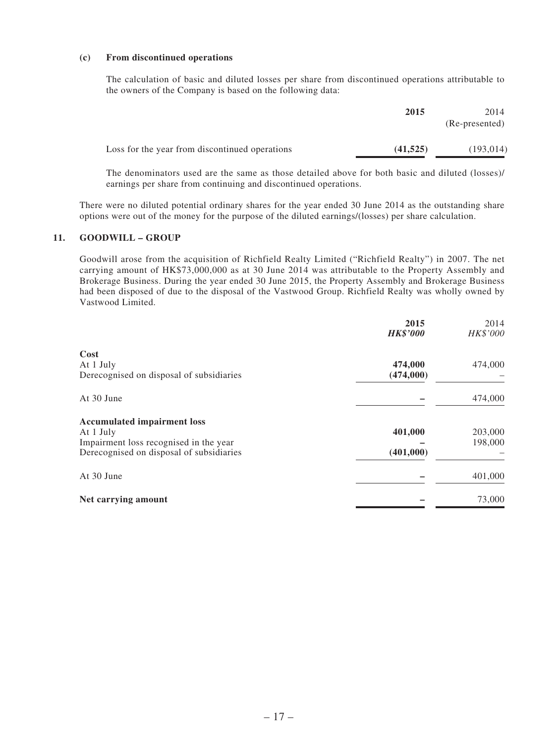**(c) From discontinued operations**

The calculation of basic and diluted losses per share from discontinued operations attributable to the owners of the Company is based on the following data:

| | **2015** | 2014 (Re-presented) |
|---|---|---|
| Loss for the year from discontinued operations | **(41,525)** | (193,014) |

The denominators used are the same as those detailed above for both basic and diluted (losses)/earnings per share from continuing and discontinued operations.

There were no diluted potential ordinary shares for the year ended 30 June 2014 as the outstanding share options were out of the money for the purpose of the diluted earnings/(losses) per share calculation.

## 11. GOODWILL – GROUP

Goodwill arose from the acquisition of Richfield Realty Limited ("Richfield Realty") in 2007. The net carrying amount of HK$73,000,000 as at 30 June 2014 was attributable to the Property Assembly and Brokerage Business. During the year ended 30 June 2015, the Property Assembly and Brokerage Business had been disposed of due to the disposal of the Vastwood Group. Richfield Realty was wholly owned by Vastwood Limited.

| | **2015** ***HK$'000*** | 2014 *HK$'000* |
|---|---|---|
| **Cost** | | |
| At 1 July | **474,000** | 474,000 |
| Derecognised on disposal of subsidiaries | **(474,000)** | – |
| At 30 June | **–** | 474,000 |
| **Accumulated impairment loss** | | |
| At 1 July | **401,000** | 203,000 |
| Impairment loss recognised in the year | **–** | 198,000 |
| Derecognised on disposal of subsidiaries | **(401,000)** | – |
| At 30 June | **–** | 401,000 |
| **Net carrying amount** | **–** | 73,000 |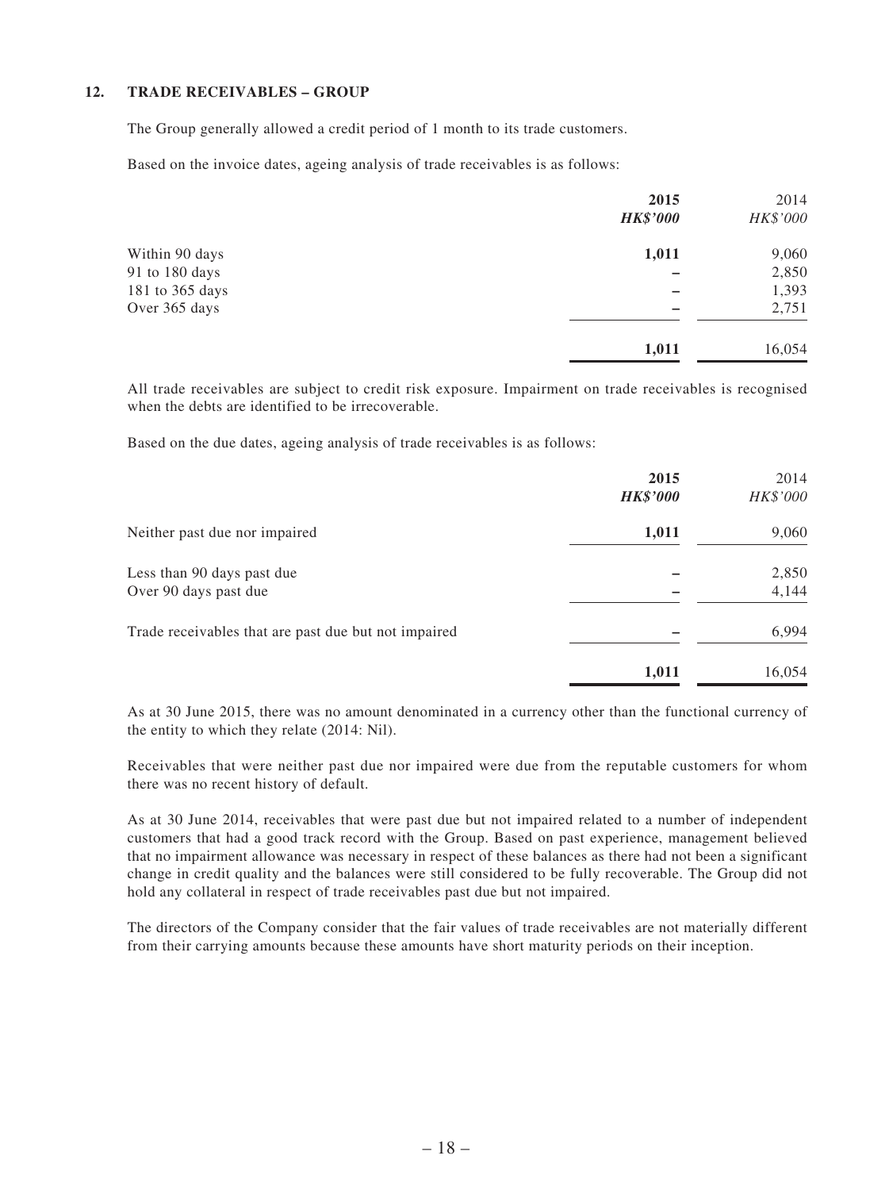### 12. TRADE RECEIVABLES – GROUP

The Group generally allowed a credit period of 1 month to its trade customers.

Based on the invoice dates, ageing analysis of trade receivables is as follows:

| | 2015 | 2014 |
|---|---|---|
| | ***HK$'000*** | *HK$'000* |
| Within 90 days | **1,011** | 9,060 |
| 91 to 180 days | **–** | 2,850 |
| 181 to 365 days | **–** | 1,393 |
| Over 365 days | **–** | 2,751 |
| | **1,011** | 16,054 |

All trade receivables are subject to credit risk exposure. Impairment on trade receivables is recognised when the debts are identified to be irrecoverable.

Based on the due dates, ageing analysis of trade receivables is as follows:

| | 2015 | 2014 |
|---|---|---|
| | ***HK$'000*** | *HK$'000* |
| Neither past due nor impaired | **1,011** | 9,060 |
| Less than 90 days past due | **–** | 2,850 |
| Over 90 days past due | **–** | 4,144 |
| Trade receivables that are past due but not impaired | **–** | 6,994 |
| | **1,011** | 16,054 |

As at 30 June 2015, there was no amount denominated in a currency other than the functional currency of the entity to which they relate (2014: Nil).

Receivables that were neither past due nor impaired were due from the reputable customers for whom there was no recent history of default.

As at 30 June 2014, receivables that were past due but not impaired related to a number of independent customers that had a good track record with the Group. Based on past experience, management believed that no impairment allowance was necessary in respect of these balances as there had not been a significant change in credit quality and the balances were still considered to be fully recoverable. The Group did not hold any collateral in respect of trade receivables past due but not impaired.

The directors of the Company consider that the fair values of trade receivables are not materially different from their carrying amounts because these amounts have short maturity periods on their inception.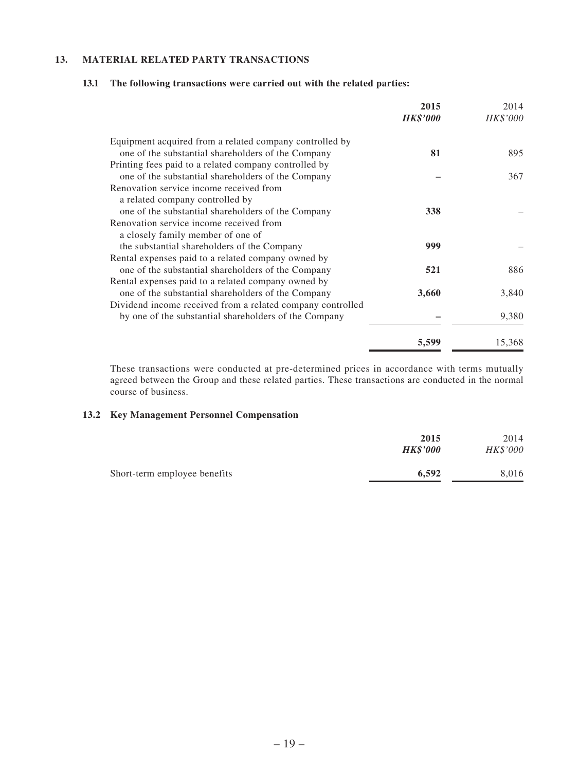## 13. MATERIAL RELATED PARTY TRANSACTIONS

### 13.1 The following transactions were carried out with the related parties:

| | **2015** | 2014 |
|---|---|---|
| | ***HK$'000*** | *HK$'000* |
| Equipment acquired from a related company controlled by one of the substantial shareholders of the Company | **81** | 895 |
| Printing fees paid to a related company controlled by one of the substantial shareholders of the Company | **–** | 367 |
| Renovation service income received from a related company controlled by one of the substantial shareholders of the Company | **338** | – |
| Renovation service income received from a closely family member of one of the substantial shareholders of the Company | **999** | – |
| Rental expenses paid to a related company owned by one of the substantial shareholders of the Company | **521** | 886 |
| Rental expenses paid to a related company owned by one of the substantial shareholders of the Company | **3,660** | 3,840 |
| Dividend income received from a related company controlled by one of the substantial shareholders of the Company | **–** | 9,380 |
| | **5,599** | 15,368 |

These transactions were conducted at pre-determined prices in accordance with terms mutually agreed between the Group and these related parties. These transactions are conducted in the normal course of business.

### 13.2 Key Management Personnel Compensation

| | **2015** | 2014 |
|---|---|---|
| | ***HK$'000*** | *HK$'000* |
| Short-term employee benefits | **6,592** | 8,016 |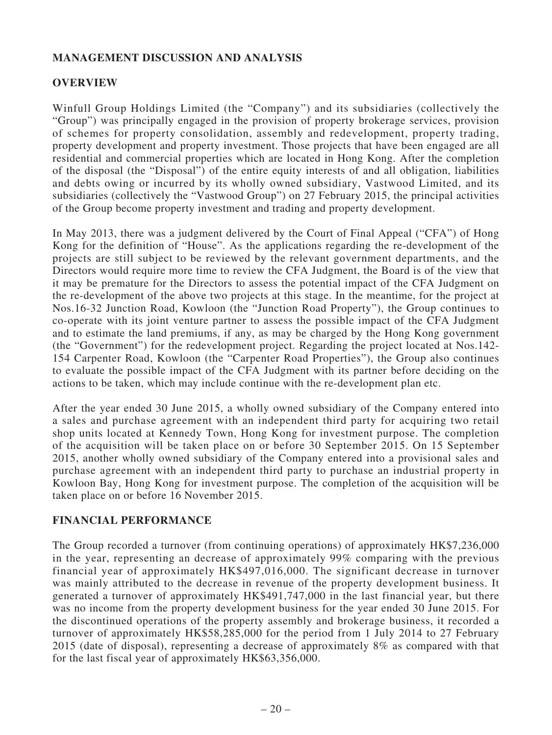## MANAGEMENT DISCUSSION AND ANALYSIS

## OVERVIEW

Winfull Group Holdings Limited (the "Company") and its subsidiaries (collectively the "Group") was principally engaged in the provision of property brokerage services, provision of schemes for property consolidation, assembly and redevelopment, property trading, property development and property investment. Those projects that have been engaged are all residential and commercial properties which are located in Hong Kong. After the completion of the disposal (the "Disposal") of the entire equity interests of and all obligation, liabilities and debts owing or incurred by its wholly owned subsidiary, Vastwood Limited, and its subsidiaries (collectively the "Vastwood Group") on 27 February 2015, the principal activities of the Group become property investment and trading and property development.

In May 2013, there was a judgment delivered by the Court of Final Appeal ("CFA") of Hong Kong for the definition of "House". As the applications regarding the re-development of the projects are still subject to be reviewed by the relevant government departments, and the Directors would require more time to review the CFA Judgment, the Board is of the view that it may be premature for the Directors to assess the potential impact of the CFA Judgment on the re-development of the above two projects at this stage. In the meantime, for the project at Nos.16-32 Junction Road, Kowloon (the "Junction Road Property"), the Group continues to co-operate with its joint venture partner to assess the possible impact of the CFA Judgment and to estimate the land premiums, if any, as may be charged by the Hong Kong government (the "Government") for the redevelopment project. Regarding the project located at Nos.142-154 Carpenter Road, Kowloon (the "Carpenter Road Properties"), the Group also continues to evaluate the possible impact of the CFA Judgment with its partner before deciding on the actions to be taken, which may include continue with the re-development plan etc.

After the year ended 30 June 2015, a wholly owned subsidiary of the Company entered into a sales and purchase agreement with an independent third party for acquiring two retail shop units located at Kennedy Town, Hong Kong for investment purpose. The completion of the acquisition will be taken place on or before 30 September 2015. On 15 September 2015, another wholly owned subsidiary of the Company entered into a provisional sales and purchase agreement with an independent third party to purchase an industrial property in Kowloon Bay, Hong Kong for investment purpose. The completion of the acquisition will be taken place on or before 16 November 2015.

## FINANCIAL PERFORMANCE

The Group recorded a turnover (from continuing operations) of approximately HK$7,236,000 in the year, representing an decrease of approximately 99% comparing with the previous financial year of approximately HK$497,016,000. The significant decrease in turnover was mainly attributed to the decrease in revenue of the property development business. It generated a turnover of approximately HK$491,747,000 in the last financial year, but there was no income from the property development business for the year ended 30 June 2015. For the discontinued operations of the property assembly and brokerage business, it recorded a turnover of approximately HK$58,285,000 for the period from 1 July 2014 to 27 February 2015 (date of disposal), representing a decrease of approximately 8% as compared with that for the last fiscal year of approximately HK$63,356,000.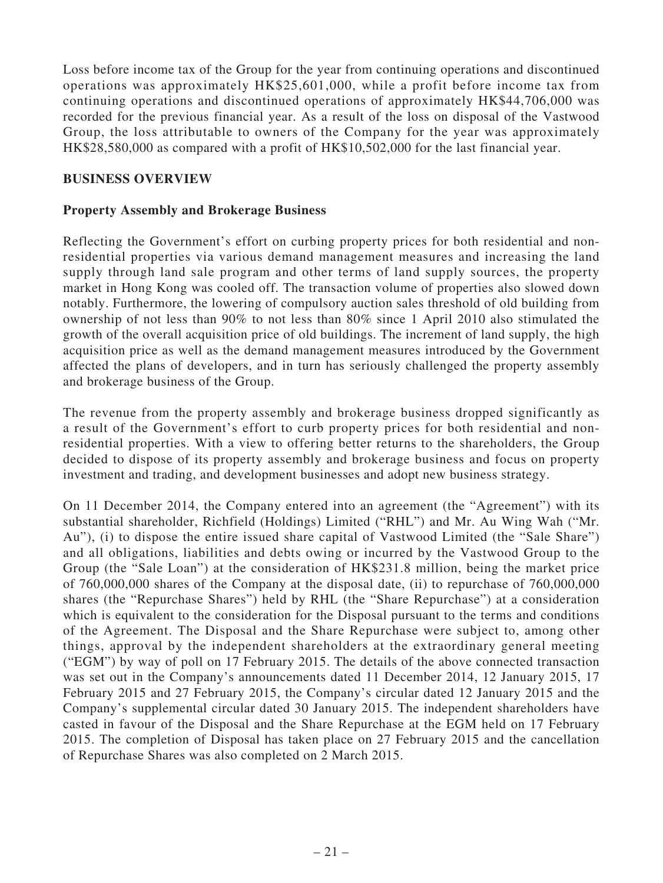Loss before income tax of the Group for the year from continuing operations and discontinued operations was approximately HK$25,601,000, while a profit before income tax from continuing operations and discontinued operations of approximately HK$44,706,000 was recorded for the previous financial year. As a result of the loss on disposal of the Vastwood Group, the loss attributable to owners of the Company for the year was approximately HK$28,580,000 as compared with a profit of HK$10,502,000 for the last financial year.

## BUSINESS OVERVIEW

### Property Assembly and Brokerage Business

Reflecting the Government's effort on curbing property prices for both residential and non-residential properties via various demand management measures and increasing the land supply through land sale program and other terms of land supply sources, the property market in Hong Kong was cooled off. The transaction volume of properties also slowed down notably. Furthermore, the lowering of compulsory auction sales threshold of old building from ownership of not less than 90% to not less than 80% since 1 April 2010 also stimulated the growth of the overall acquisition price of old buildings. The increment of land supply, the high acquisition price as well as the demand management measures introduced by the Government affected the plans of developers, and in turn has seriously challenged the property assembly and brokerage business of the Group.

The revenue from the property assembly and brokerage business dropped significantly as a result of the Government's effort to curb property prices for both residential and non-residential properties. With a view to offering better returns to the shareholders, the Group decided to dispose of its property assembly and brokerage business and focus on property investment and trading, and development businesses and adopt new business strategy.

On 11 December 2014, the Company entered into an agreement (the "Agreement") with its substantial shareholder, Richfield (Holdings) Limited ("RHL") and Mr. Au Wing Wah ("Mr. Au"), (i) to dispose the entire issued share capital of Vastwood Limited (the "Sale Share") and all obligations, liabilities and debts owing or incurred by the Vastwood Group to the Group (the "Sale Loan") at the consideration of HK$231.8 million, being the market price of 760,000,000 shares of the Company at the disposal date, (ii) to repurchase of 760,000,000 shares (the "Repurchase Shares") held by RHL (the "Share Repurchase") at a consideration which is equivalent to the consideration for the Disposal pursuant to the terms and conditions of the Agreement. The Disposal and the Share Repurchase were subject to, among other things, approval by the independent shareholders at the extraordinary general meeting ("EGM") by way of poll on 17 February 2015. The details of the above connected transaction was set out in the Company's announcements dated 11 December 2014, 12 January 2015, 17 February 2015 and 27 February 2015, the Company's circular dated 12 January 2015 and the Company's supplemental circular dated 30 January 2015. The independent shareholders have casted in favour of the Disposal and the Share Repurchase at the EGM held on 17 February 2015. The completion of Disposal has taken place on 27 February 2015 and the cancellation of Repurchase Shares was also completed on 2 March 2015.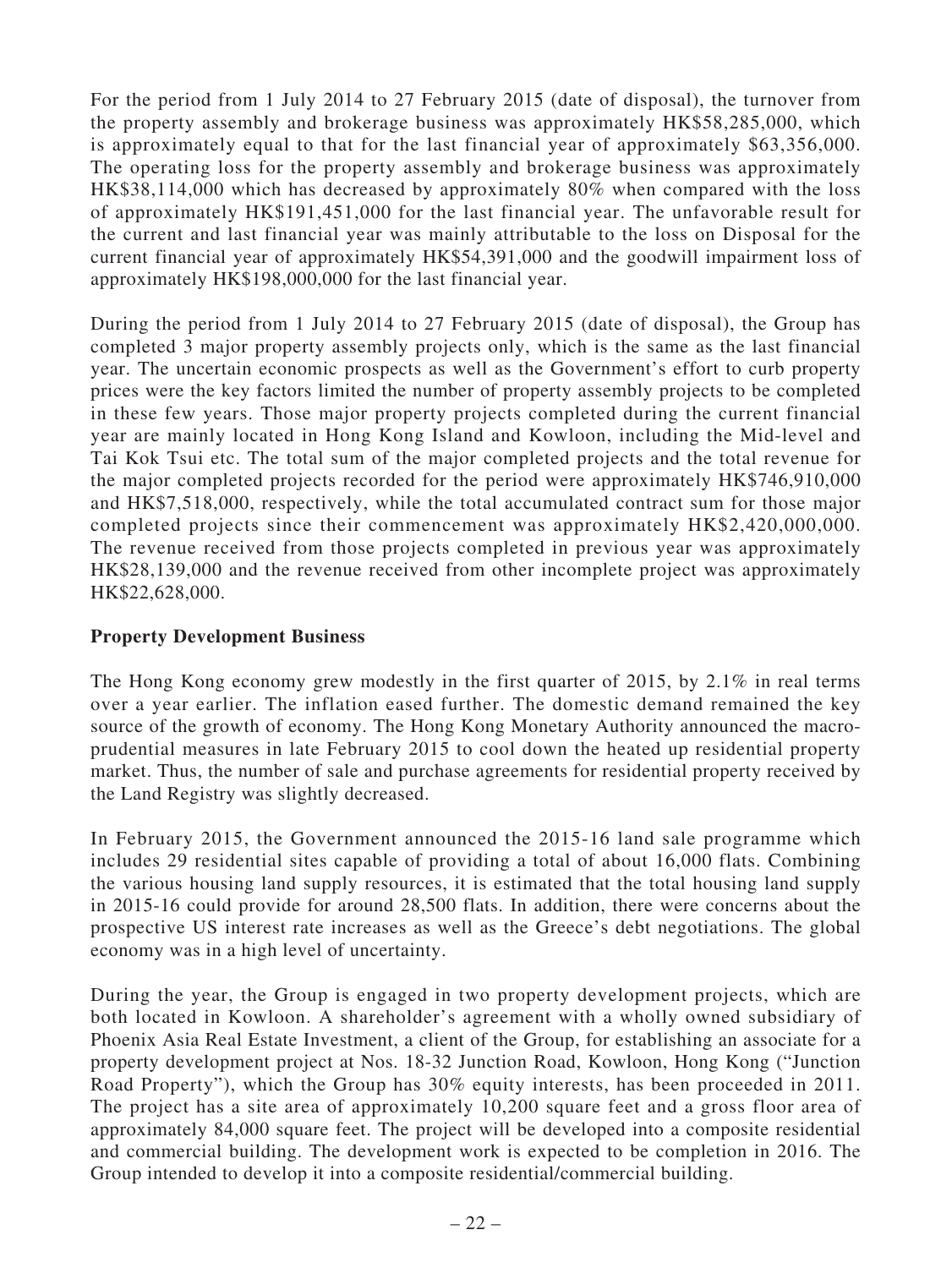For the period from 1 July 2014 to 27 February 2015 (date of disposal), the turnover from the property assembly and brokerage business was approximately HK$58,285,000, which is approximately equal to that for the last financial year of approximately $63,356,000. The operating loss for the property assembly and brokerage business was approximately HK$38,114,000 which has decreased by approximately 80% when compared with the loss of approximately HK$191,451,000 for the last financial year. The unfavorable result for the current and last financial year was mainly attributable to the loss on Disposal for the current financial year of approximately HK$54,391,000 and the goodwill impairment loss of approximately HK$198,000,000 for the last financial year.

During the period from 1 July 2014 to 27 February 2015 (date of disposal), the Group has completed 3 major property assembly projects only, which is the same as the last financial year. The uncertain economic prospects as well as the Government's effort to curb property prices were the key factors limited the number of property assembly projects to be completed in these few years. Those major property projects completed during the current financial year are mainly located in Hong Kong Island and Kowloon, including the Mid-level and Tai Kok Tsui etc. The total sum of the major completed projects and the total revenue for the major completed projects recorded for the period were approximately HK$746,910,000 and HK$7,518,000, respectively, while the total accumulated contract sum for those major completed projects since their commencement was approximately HK$2,420,000,000. The revenue received from those projects completed in previous year was approximately HK$28,139,000 and the revenue received from other incomplete project was approximately HK$22,628,000.

**Property Development Business**

The Hong Kong economy grew modestly in the first quarter of 2015, by 2.1% in real terms over a year earlier. The inflation eased further. The domestic demand remained the key source of the growth of economy. The Hong Kong Monetary Authority announced the macro-prudential measures in late February 2015 to cool down the heated up residential property market. Thus, the number of sale and purchase agreements for residential property received by the Land Registry was slightly decreased.

In February 2015, the Government announced the 2015-16 land sale programme which includes 29 residential sites capable of providing a total of about 16,000 flats. Combining the various housing land supply resources, it is estimated that the total housing land supply in 2015-16 could provide for around 28,500 flats. In addition, there were concerns about the prospective US interest rate increases as well as the Greece's debt negotiations. The global economy was in a high level of uncertainty.

During the year, the Group is engaged in two property development projects, which are both located in Kowloon. A shareholder's agreement with a wholly owned subsidiary of Phoenix Asia Real Estate Investment, a client of the Group, for establishing an associate for a property development project at Nos. 18-32 Junction Road, Kowloon, Hong Kong ("Junction Road Property"), which the Group has 30% equity interests, has been proceeded in 2011. The project has a site area of approximately 10,200 square feet and a gross floor area of approximately 84,000 square feet. The project will be developed into a composite residential and commercial building. The development work is expected to be completion in 2016. The Group intended to develop it into a composite residential/commercial building.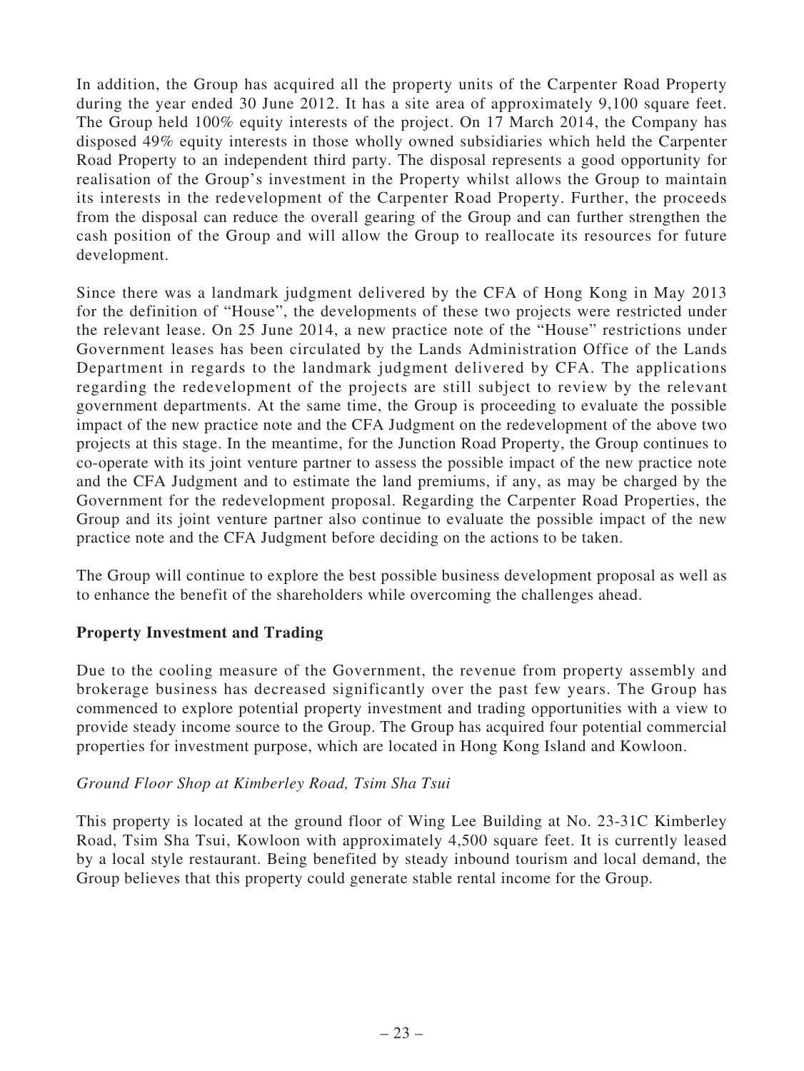In addition, the Group has acquired all the property units of the Carpenter Road Property during the year ended 30 June 2012. It has a site area of approximately 9,100 square feet. The Group held 100% equity interests of the project. On 17 March 2014, the Company has disposed 49% equity interests in those wholly owned subsidiaries which held the Carpenter Road Property to an independent third party. The disposal represents a good opportunity for realisation of the Group's investment in the Property whilst allows the Group to maintain its interests in the redevelopment of the Carpenter Road Property. Further, the proceeds from the disposal can reduce the overall gearing of the Group and can further strengthen the cash position of the Group and will allow the Group to reallocate its resources for future development.

Since there was a landmark judgment delivered by the CFA of Hong Kong in May 2013 for the definition of "House", the developments of these two projects were restricted under the relevant lease. On 25 June 2014, a new practice note of the "House" restrictions under Government leases has been circulated by the Lands Administration Office of the Lands Department in regards to the landmark judgment delivered by CFA. The applications regarding the redevelopment of the projects are still subject to review by the relevant government departments. At the same time, the Group is proceeding to evaluate the possible impact of the new practice note and the CFA Judgment on the redevelopment of the above two projects at this stage. In the meantime, for the Junction Road Property, the Group continues to co-operate with its joint venture partner to assess the possible impact of the new practice note and the CFA Judgment and to estimate the land premiums, if any, as may be charged by the Government for the redevelopment proposal. Regarding the Carpenter Road Properties, the Group and its joint venture partner also continue to evaluate the possible impact of the new practice note and the CFA Judgment before deciding on the actions to be taken.

The Group will continue to explore the best possible business development proposal as well as to enhance the benefit of the shareholders while overcoming the challenges ahead.

**Property Investment and Trading**

Due to the cooling measure of the Government, the revenue from property assembly and brokerage business has decreased significantly over the past few years. The Group has commenced to explore potential property investment and trading opportunities with a view to provide steady income source to the Group. The Group has acquired four potential commercial properties for investment purpose, which are located in Hong Kong Island and Kowloon.

*Ground Floor Shop at Kimberley Road, Tsim Sha Tsui*

This property is located at the ground floor of Wing Lee Building at No. 23-31C Kimberley Road, Tsim Sha Tsui, Kowloon with approximately 4,500 square feet. It is currently leased by a local style restaurant. Being benefited by steady inbound tourism and local demand, the Group believes that this property could generate stable rental income for the Group.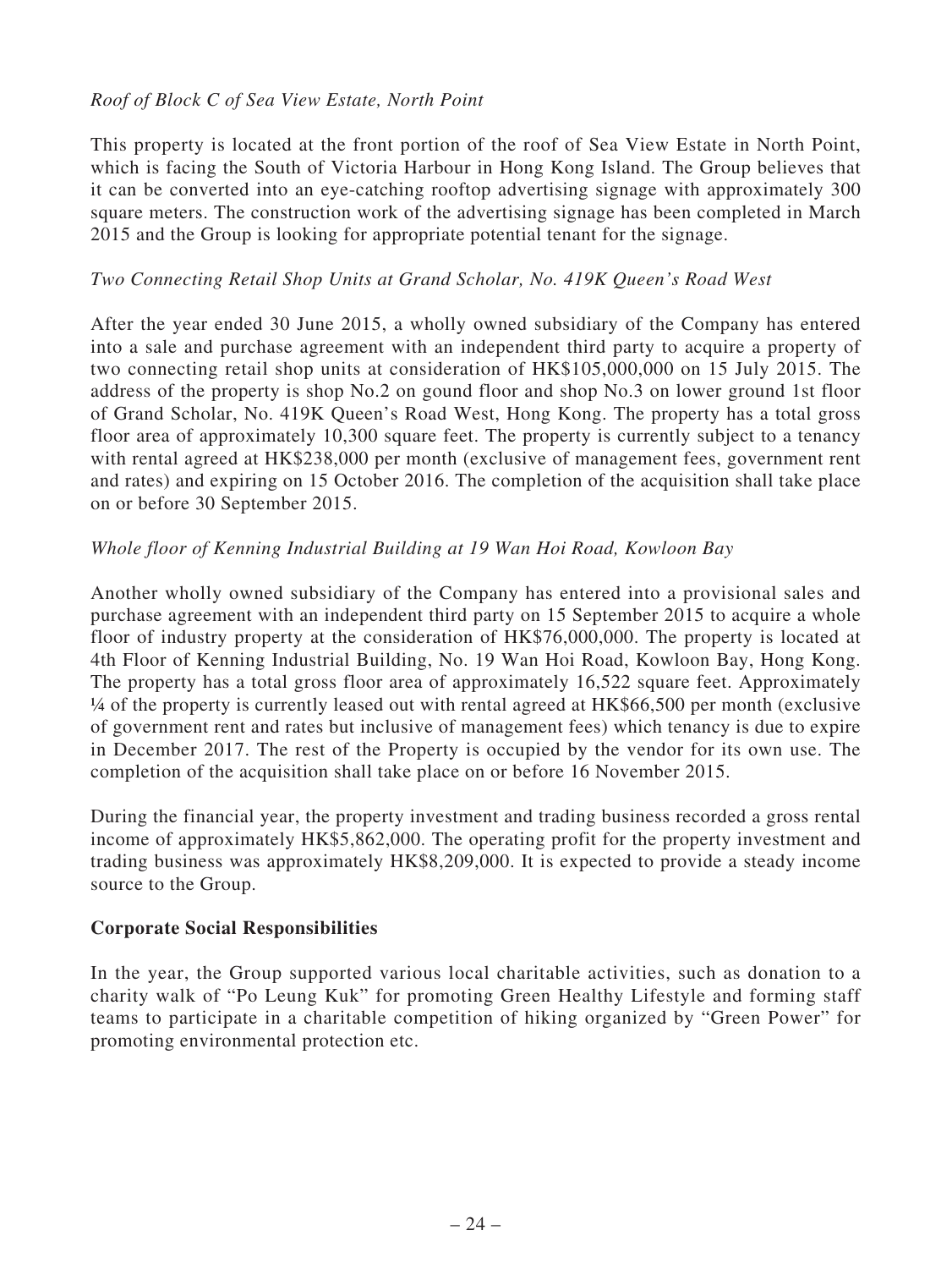*Roof of Block C of Sea View Estate, North Point*

This property is located at the front portion of the roof of Sea View Estate in North Point, which is facing the South of Victoria Harbour in Hong Kong Island. The Group believes that it can be converted into an eye-catching rooftop advertising signage with approximately 300 square meters. The construction work of the advertising signage has been completed in March 2015 and the Group is looking for appropriate potential tenant for the signage.

*Two Connecting Retail Shop Units at Grand Scholar, No. 419K Queen's Road West*

After the year ended 30 June 2015, a wholly owned subsidiary of the Company has entered into a sale and purchase agreement with an independent third party to acquire a property of two connecting retail shop units at consideration of HK$105,000,000 on 15 July 2015. The address of the property is shop No.2 on gound floor and shop No.3 on lower ground 1st floor of Grand Scholar, No. 419K Queen's Road West, Hong Kong. The property has a total gross floor area of approximately 10,300 square feet. The property is currently subject to a tenancy with rental agreed at HK$238,000 per month (exclusive of management fees, government rent and rates) and expiring on 15 October 2016. The completion of the acquisition shall take place on or before 30 September 2015.

*Whole floor of Kenning Industrial Building at 19 Wan Hoi Road, Kowloon Bay*

Another wholly owned subsidiary of the Company has entered into a provisional sales and purchase agreement with an independent third party on 15 September 2015 to acquire a whole floor of industry property at the consideration of HK$76,000,000. The property is located at 4th Floor of Kenning Industrial Building, No. 19 Wan Hoi Road, Kowloon Bay, Hong Kong. The property has a total gross floor area of approximately 16,522 square feet. Approximately ¼ of the property is currently leased out with rental agreed at HK$66,500 per month (exclusive of government rent and rates but inclusive of management fees) which tenancy is due to expire in December 2017. The rest of the Property is occupied by the vendor for its own use. The completion of the acquisition shall take place on or before 16 November 2015.

During the financial year, the property investment and trading business recorded a gross rental income of approximately HK$5,862,000. The operating profit for the property investment and trading business was approximately HK$8,209,000. It is expected to provide a steady income source to the Group.

**Corporate Social Responsibilities**

In the year, the Group supported various local charitable activities, such as donation to a charity walk of "Po Leung Kuk" for promoting Green Healthy Lifestyle and forming staff teams to participate in a charitable competition of hiking organized by "Green Power" for promoting environmental protection etc.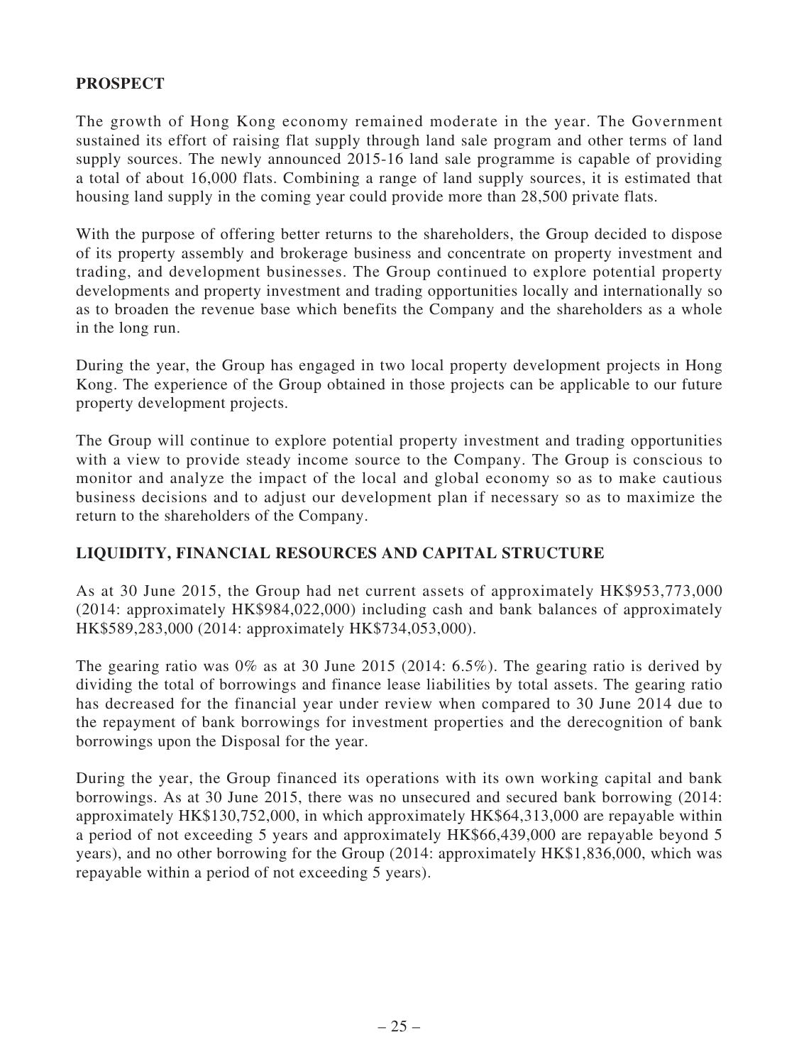## PROSPECT

The growth of Hong Kong economy remained moderate in the year. The Government sustained its effort of raising flat supply through land sale program and other terms of land supply sources. The newly announced 2015-16 land sale programme is capable of providing a total of about 16,000 flats. Combining a range of land supply sources, it is estimated that housing land supply in the coming year could provide more than 28,500 private flats.

With the purpose of offering better returns to the shareholders, the Group decided to dispose of its property assembly and brokerage business and concentrate on property investment and trading, and development businesses. The Group continued to explore potential property developments and property investment and trading opportunities locally and internationally so as to broaden the revenue base which benefits the Company and the shareholders as a whole in the long run.

During the year, the Group has engaged in two local property development projects in Hong Kong. The experience of the Group obtained in those projects can be applicable to our future property development projects.

The Group will continue to explore potential property investment and trading opportunities with a view to provide steady income source to the Company. The Group is conscious to monitor and analyze the impact of the local and global economy so as to make cautious business decisions and to adjust our development plan if necessary so as to maximize the return to the shareholders of the Company.

## LIQUIDITY, FINANCIAL RESOURCES AND CAPITAL STRUCTURE

As at 30 June 2015, the Group had net current assets of approximately HK$953,773,000 (2014: approximately HK$984,022,000) including cash and bank balances of approximately HK$589,283,000 (2014: approximately HK$734,053,000).

The gearing ratio was 0% as at 30 June 2015 (2014: 6.5%). The gearing ratio is derived by dividing the total of borrowings and finance lease liabilities by total assets. The gearing ratio has decreased for the financial year under review when compared to 30 June 2014 due to the repayment of bank borrowings for investment properties and the derecognition of bank borrowings upon the Disposal for the year.

During the year, the Group financed its operations with its own working capital and bank borrowings. As at 30 June 2015, there was no unsecured and secured bank borrowing (2014: approximately HK$130,752,000, in which approximately HK$64,313,000 are repayable within a period of not exceeding 5 years and approximately HK$66,439,000 are repayable beyond 5 years), and no other borrowing for the Group (2014: approximately HK$1,836,000, which was repayable within a period of not exceeding 5 years).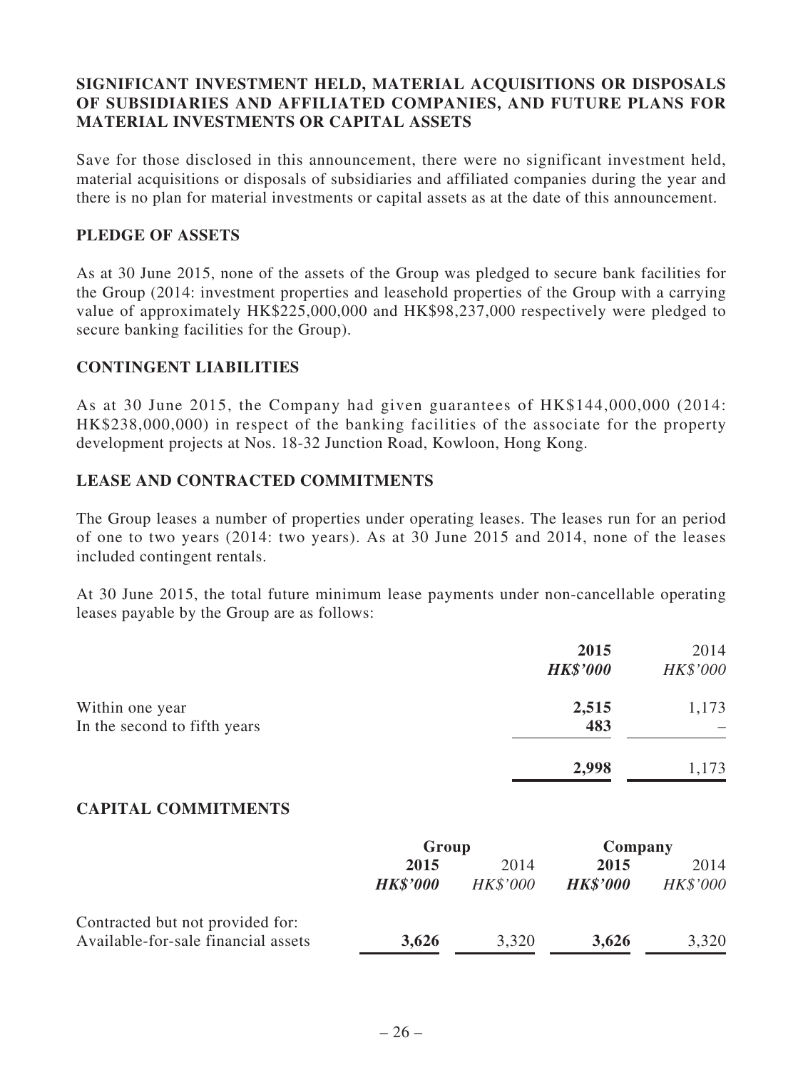## SIGNIFICANT INVESTMENT HELD, MATERIAL ACQUISITIONS OR DISPOSALS OF SUBSIDIARIES AND AFFILIATED COMPANIES, AND FUTURE PLANS FOR MATERIAL INVESTMENTS OR CAPITAL ASSETS

Save for those disclosed in this announcement, there were no significant investment held, material acquisitions or disposals of subsidiaries and affiliated companies during the year and there is no plan for material investments or capital assets as at the date of this announcement.

## PLEDGE OF ASSETS

As at 30 June 2015, none of the assets of the Group was pledged to secure bank facilities for the Group (2014: investment properties and leasehold properties of the Group with a carrying value of approximately HK$225,000,000 and HK$98,237,000 respectively were pledged to secure banking facilities for the Group).

## CONTINGENT LIABILITIES

As at 30 June 2015, the Company had given guarantees of HK$144,000,000 (2014: HK$238,000,000) in respect of the banking facilities of the associate for the property development projects at Nos. 18-32 Junction Road, Kowloon, Hong Kong.

## LEASE AND CONTRACTED COMMITMENTS

The Group leases a number of properties under operating leases. The leases run for an period of one to two years (2014: two years). As at 30 June 2015 and 2014, none of the leases included contingent rentals.

At 30 June 2015, the total future minimum lease payments under non-cancellable operating leases payable by the Group are as follows:

| | 2015 | 2014 |
|---|---|---|
| | ***HK$'000*** | *HK$'000* |
| Within one year | **2,515** | 1,173 |
| In the second to fifth years | **483** | – |
| | **2,998** | 1,173 |

## CAPITAL COMMITMENTS

| | Group | | Company | |
|---|---|---|---|---|
| | **2015** | 2014 | **2015** | 2014 |
| | ***HK$'000*** | *HK$'000* | ***HK$'000*** | *HK$'000* |
| Contracted but not provided for: | | | | |
| Available-for-sale financial assets | **3,626** | 3,320 | **3,626** | 3,320 |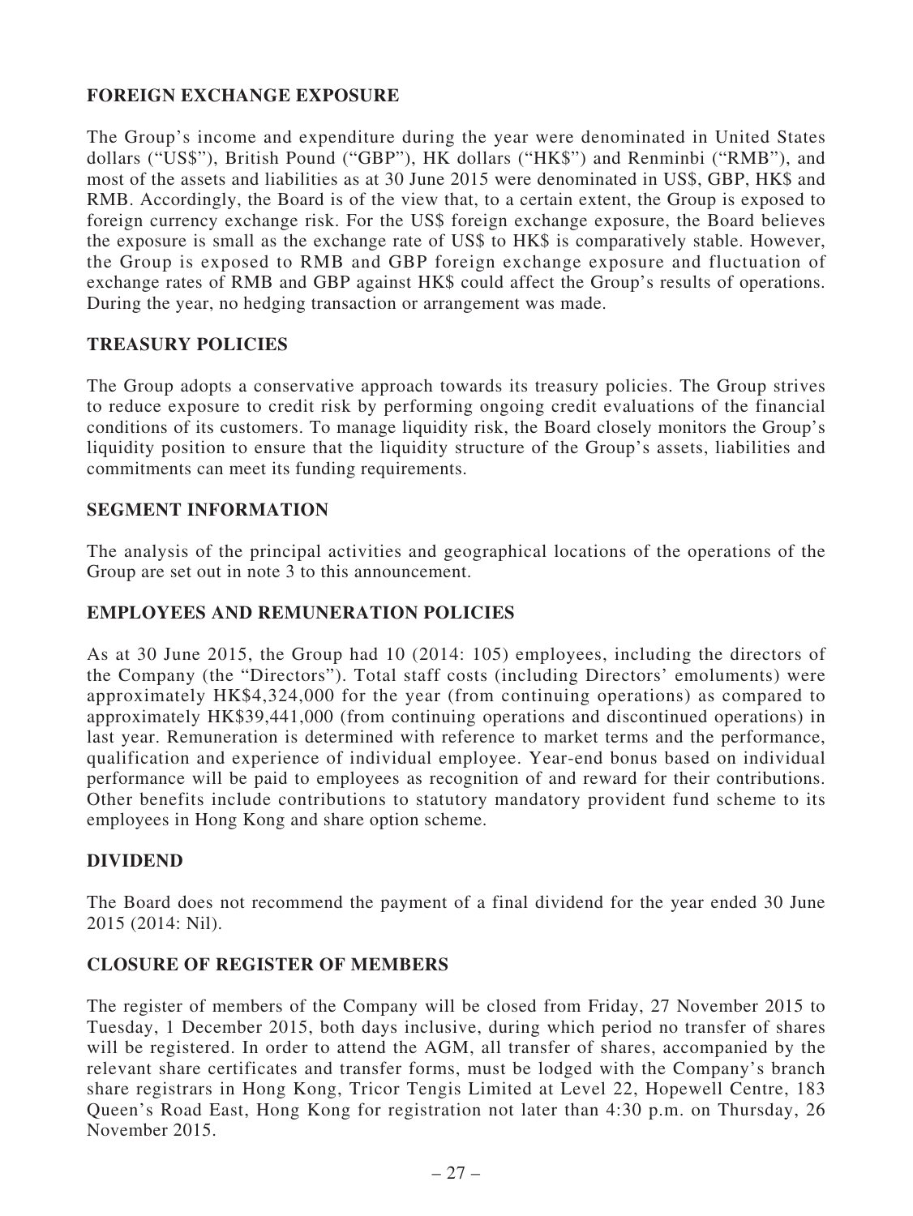## FOREIGN EXCHANGE EXPOSURE

The Group's income and expenditure during the year were denominated in United States dollars ("US$"), British Pound ("GBP"), HK dollars ("HK$") and Renminbi ("RMB"), and most of the assets and liabilities as at 30 June 2015 were denominated in US$, GBP, HK$ and RMB. Accordingly, the Board is of the view that, to a certain extent, the Group is exposed to foreign currency exchange risk. For the US$ foreign exchange exposure, the Board believes the exposure is small as the exchange rate of US$ to HK$ is comparatively stable. However, the Group is exposed to RMB and GBP foreign exchange exposure and fluctuation of exchange rates of RMB and GBP against HK$ could affect the Group's results of operations. During the year, no hedging transaction or arrangement was made.

## TREASURY POLICIES

The Group adopts a conservative approach towards its treasury policies. The Group strives to reduce exposure to credit risk by performing ongoing credit evaluations of the financial conditions of its customers. To manage liquidity risk, the Board closely monitors the Group's liquidity position to ensure that the liquidity structure of the Group's assets, liabilities and commitments can meet its funding requirements.

## SEGMENT INFORMATION

The analysis of the principal activities and geographical locations of the operations of the Group are set out in note 3 to this announcement.

## EMPLOYEES AND REMUNERATION POLICIES

As at 30 June 2015, the Group had 10 (2014: 105) employees, including the directors of the Company (the "Directors"). Total staff costs (including Directors' emoluments) were approximately HK$4,324,000 for the year (from continuing operations) as compared to approximately HK$39,441,000 (from continuing operations and discontinued operations) in last year. Remuneration is determined with reference to market terms and the performance, qualification and experience of individual employee. Year-end bonus based on individual performance will be paid to employees as recognition of and reward for their contributions. Other benefits include contributions to statutory mandatory provident fund scheme to its employees in Hong Kong and share option scheme.

## DIVIDEND

The Board does not recommend the payment of a final dividend for the year ended 30 June 2015 (2014: Nil).

## CLOSURE OF REGISTER OF MEMBERS

The register of members of the Company will be closed from Friday, 27 November 2015 to Tuesday, 1 December 2015, both days inclusive, during which period no transfer of shares will be registered. In order to attend the AGM, all transfer of shares, accompanied by the relevant share certificates and transfer forms, must be lodged with the Company's branch share registrars in Hong Kong, Tricor Tengis Limited at Level 22, Hopewell Centre, 183 Queen's Road East, Hong Kong for registration not later than 4:30 p.m. on Thursday, 26 November 2015.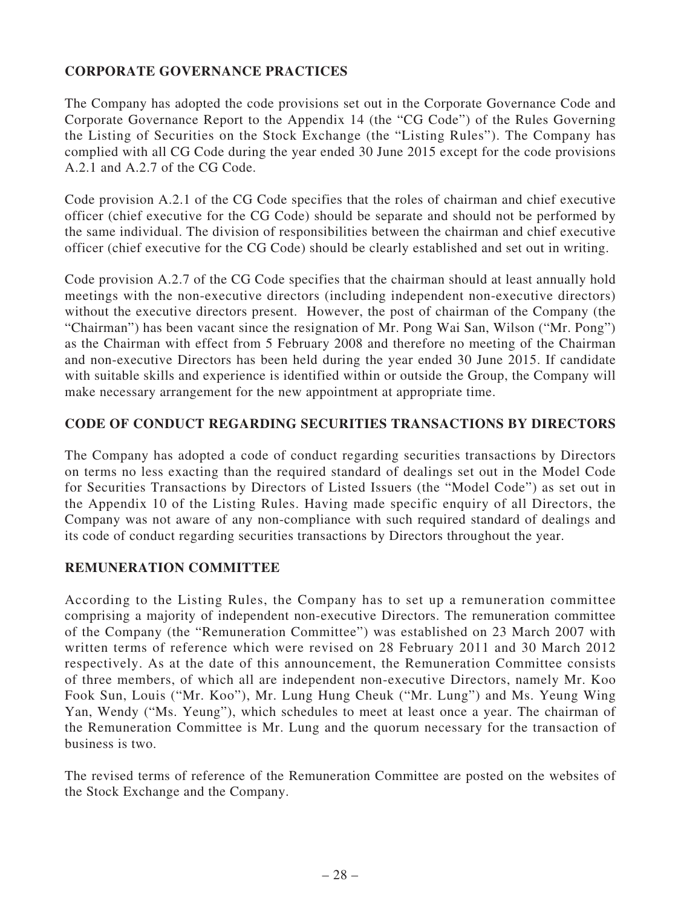## CORPORATE GOVERNANCE PRACTICES

The Company has adopted the code provisions set out in the Corporate Governance Code and Corporate Governance Report to the Appendix 14 (the "CG Code") of the Rules Governing the Listing of Securities on the Stock Exchange (the "Listing Rules"). The Company has complied with all CG Code during the year ended 30 June 2015 except for the code provisions A.2.1 and A.2.7 of the CG Code.

Code provision A.2.1 of the CG Code specifies that the roles of chairman and chief executive officer (chief executive for the CG Code) should be separate and should not be performed by the same individual. The division of responsibilities between the chairman and chief executive officer (chief executive for the CG Code) should be clearly established and set out in writing.

Code provision A.2.7 of the CG Code specifies that the chairman should at least annually hold meetings with the non-executive directors (including independent non-executive directors) without the executive directors present. However, the post of chairman of the Company (the "Chairman") has been vacant since the resignation of Mr. Pong Wai San, Wilson ("Mr. Pong") as the Chairman with effect from 5 February 2008 and therefore no meeting of the Chairman and non-executive Directors has been held during the year ended 30 June 2015. If candidate with suitable skills and experience is identified within or outside the Group, the Company will make necessary arrangement for the new appointment at appropriate time.

## CODE OF CONDUCT REGARDING SECURITIES TRANSACTIONS BY DIRECTORS

The Company has adopted a code of conduct regarding securities transactions by Directors on terms no less exacting than the required standard of dealings set out in the Model Code for Securities Transactions by Directors of Listed Issuers (the "Model Code") as set out in the Appendix 10 of the Listing Rules. Having made specific enquiry of all Directors, the Company was not aware of any non-compliance with such required standard of dealings and its code of conduct regarding securities transactions by Directors throughout the year.

## REMUNERATION COMMITTEE

According to the Listing Rules, the Company has to set up a remuneration committee comprising a majority of independent non-executive Directors. The remuneration committee of the Company (the "Remuneration Committee") was established on 23 March 2007 with written terms of reference which were revised on 28 February 2011 and 30 March 2012 respectively. As at the date of this announcement, the Remuneration Committee consists of three members, of which all are independent non-executive Directors, namely Mr. Koo Fook Sun, Louis ("Mr. Koo"), Mr. Lung Hung Cheuk ("Mr. Lung") and Ms. Yeung Wing Yan, Wendy ("Ms. Yeung"), which schedules to meet at least once a year. The chairman of the Remuneration Committee is Mr. Lung and the quorum necessary for the transaction of business is two.

The revised terms of reference of the Remuneration Committee are posted on the websites of the Stock Exchange and the Company.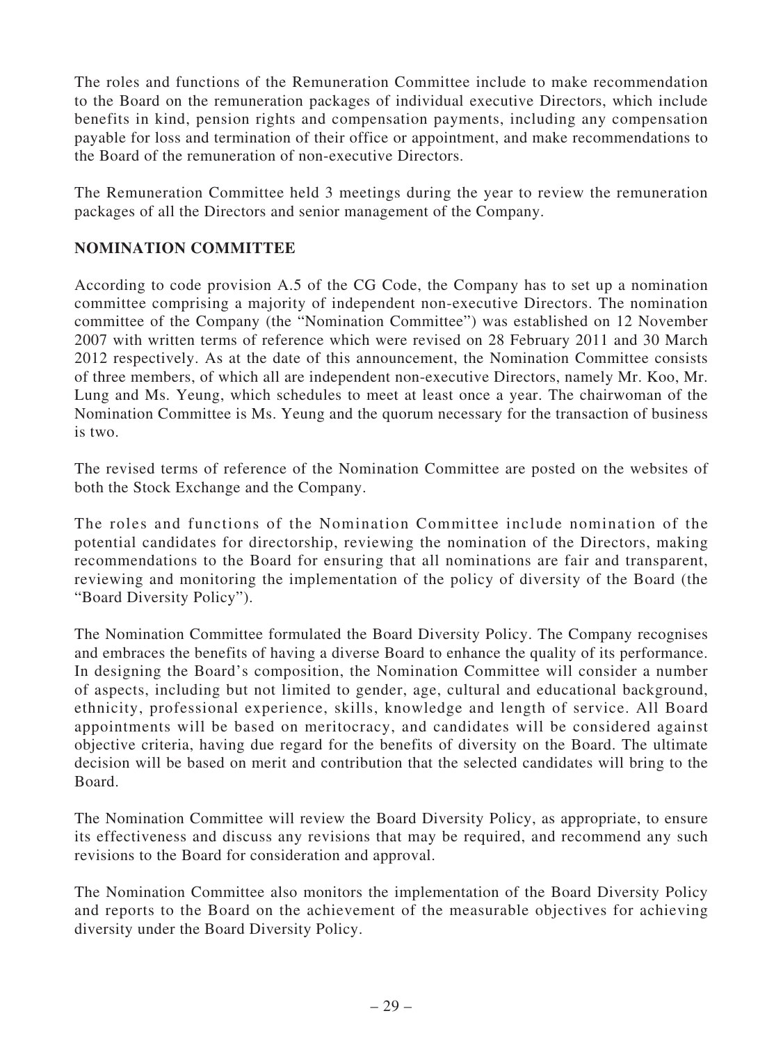The roles and functions of the Remuneration Committee include to make recommendation to the Board on the remuneration packages of individual executive Directors, which include benefits in kind, pension rights and compensation payments, including any compensation payable for loss and termination of their office or appointment, and make recommendations to the Board of the remuneration of non-executive Directors.

The Remuneration Committee held 3 meetings during the year to review the remuneration packages of all the Directors and senior management of the Company.

## NOMINATION COMMITTEE

According to code provision A.5 of the CG Code, the Company has to set up a nomination committee comprising a majority of independent non-executive Directors. The nomination committee of the Company (the "Nomination Committee") was established on 12 November 2007 with written terms of reference which were revised on 28 February 2011 and 30 March 2012 respectively. As at the date of this announcement, the Nomination Committee consists of three members, of which all are independent non-executive Directors, namely Mr. Koo, Mr. Lung and Ms. Yeung, which schedules to meet at least once a year. The chairwoman of the Nomination Committee is Ms. Yeung and the quorum necessary for the transaction of business is two.

The revised terms of reference of the Nomination Committee are posted on the websites of both the Stock Exchange and the Company.

The roles and functions of the Nomination Committee include nomination of the potential candidates for directorship, reviewing the nomination of the Directors, making recommendations to the Board for ensuring that all nominations are fair and transparent, reviewing and monitoring the implementation of the policy of diversity of the Board (the "Board Diversity Policy").

The Nomination Committee formulated the Board Diversity Policy. The Company recognises and embraces the benefits of having a diverse Board to enhance the quality of its performance. In designing the Board's composition, the Nomination Committee will consider a number of aspects, including but not limited to gender, age, cultural and educational background, ethnicity, professional experience, skills, knowledge and length of service. All Board appointments will be based on meritocracy, and candidates will be considered against objective criteria, having due regard for the benefits of diversity on the Board. The ultimate decision will be based on merit and contribution that the selected candidates will bring to the Board.

The Nomination Committee will review the Board Diversity Policy, as appropriate, to ensure its effectiveness and discuss any revisions that may be required, and recommend any such revisions to the Board for consideration and approval.

The Nomination Committee also monitors the implementation of the Board Diversity Policy and reports to the Board on the achievement of the measurable objectives for achieving diversity under the Board Diversity Policy.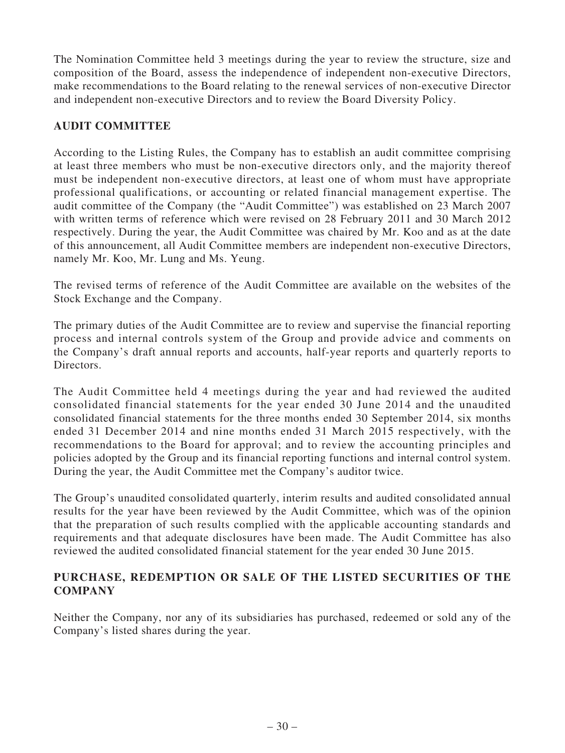The Nomination Committee held 3 meetings during the year to review the structure, size and composition of the Board, assess the independence of independent non-executive Directors, make recommendations to the Board relating to the renewal services of non-executive Director and independent non-executive Directors and to review the Board Diversity Policy.

## AUDIT COMMITTEE

According to the Listing Rules, the Company has to establish an audit committee comprising at least three members who must be non-executive directors only, and the majority thereof must be independent non-executive directors, at least one of whom must have appropriate professional qualifications, or accounting or related financial management expertise. The audit committee of the Company (the "Audit Committee") was established on 23 March 2007 with written terms of reference which were revised on 28 February 2011 and 30 March 2012 respectively. During the year, the Audit Committee was chaired by Mr. Koo and as at the date of this announcement, all Audit Committee members are independent non-executive Directors, namely Mr. Koo, Mr. Lung and Ms. Yeung.

The revised terms of reference of the Audit Committee are available on the websites of the Stock Exchange and the Company.

The primary duties of the Audit Committee are to review and supervise the financial reporting process and internal controls system of the Group and provide advice and comments on the Company's draft annual reports and accounts, half-year reports and quarterly reports to Directors.

The Audit Committee held 4 meetings during the year and had reviewed the audited consolidated financial statements for the year ended 30 June 2014 and the unaudited consolidated financial statements for the three months ended 30 September 2014, six months ended 31 December 2014 and nine months ended 31 March 2015 respectively, with the recommendations to the Board for approval; and to review the accounting principles and policies adopted by the Group and its financial reporting functions and internal control system. During the year, the Audit Committee met the Company's auditor twice.

The Group's unaudited consolidated quarterly, interim results and audited consolidated annual results for the year have been reviewed by the Audit Committee, which was of the opinion that the preparation of such results complied with the applicable accounting standards and requirements and that adequate disclosures have been made. The Audit Committee has also reviewed the audited consolidated financial statement for the year ended 30 June 2015.

## PURCHASE, REDEMPTION OR SALE OF THE LISTED SECURITIES OF THE COMPANY

Neither the Company, nor any of its subsidiaries has purchased, redeemed or sold any of the Company's listed shares during the year.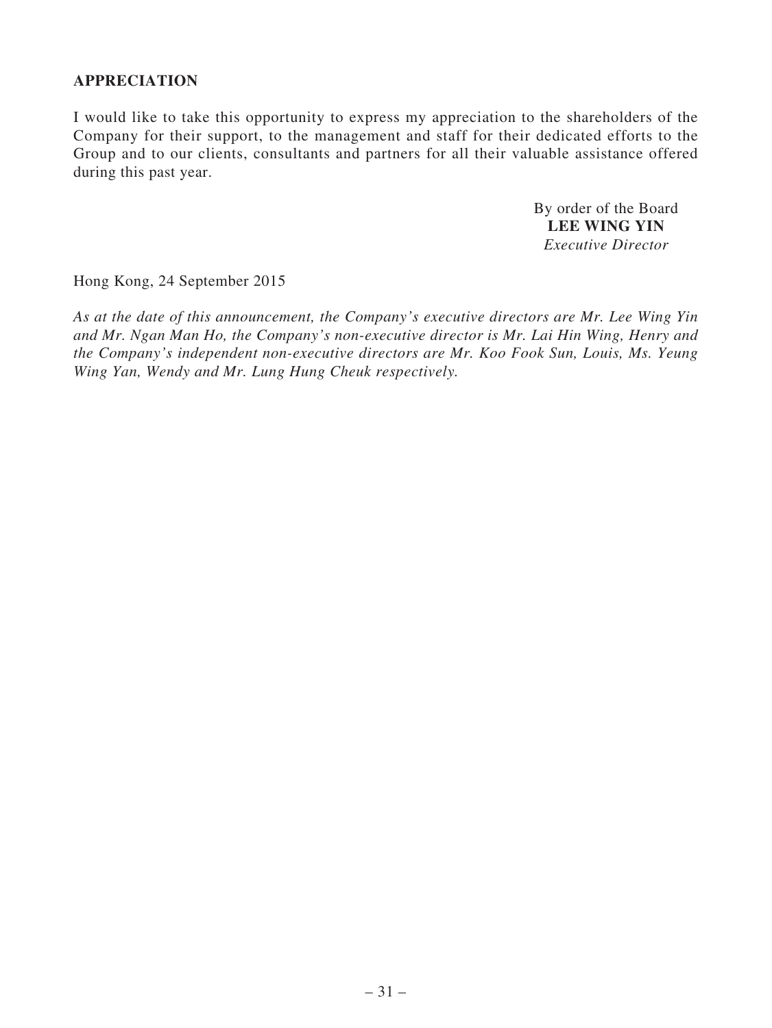## APPRECIATION

I would like to take this opportunity to express my appreciation to the shareholders of the Company for their support, to the management and staff for their dedicated efforts to the Group and to our clients, consultants and partners for all their valuable assistance offered during this past year.

By order of the Board
**LEE WING YIN**
*Executive Director*

Hong Kong, 24 September 2015

*As at the date of this announcement, the Company's executive directors are Mr. Lee Wing Yin and Mr. Ngan Man Ho, the Company's non-executive director is Mr. Lai Hin Wing, Henry and the Company's independent non-executive directors are Mr. Koo Fook Sun, Louis, Ms. Yeung Wing Yan, Wendy and Mr. Lung Hung Cheuk respectively.*